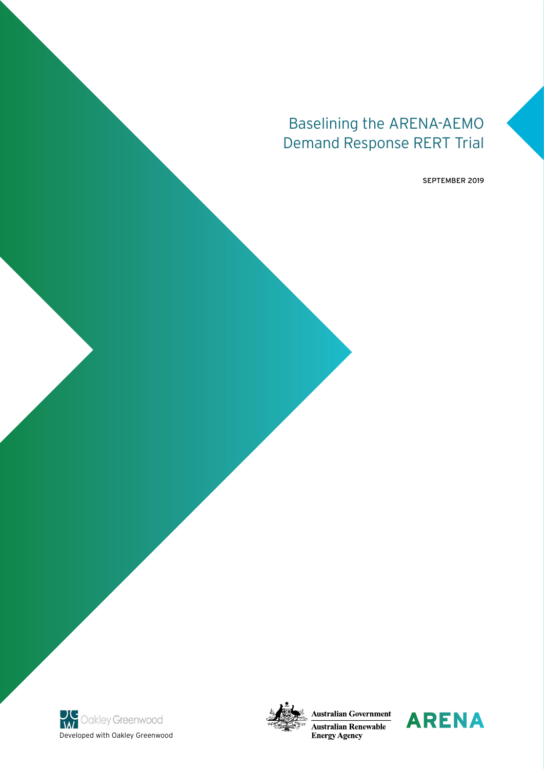# Baselining the ARENA-AEMO Demand Response RERT Trial

SEPTEMBER 2019

Oakley Greenwood

Developed with Oakley Greenwood

Australian Government

Australian Renewable Energy Agency

ARENA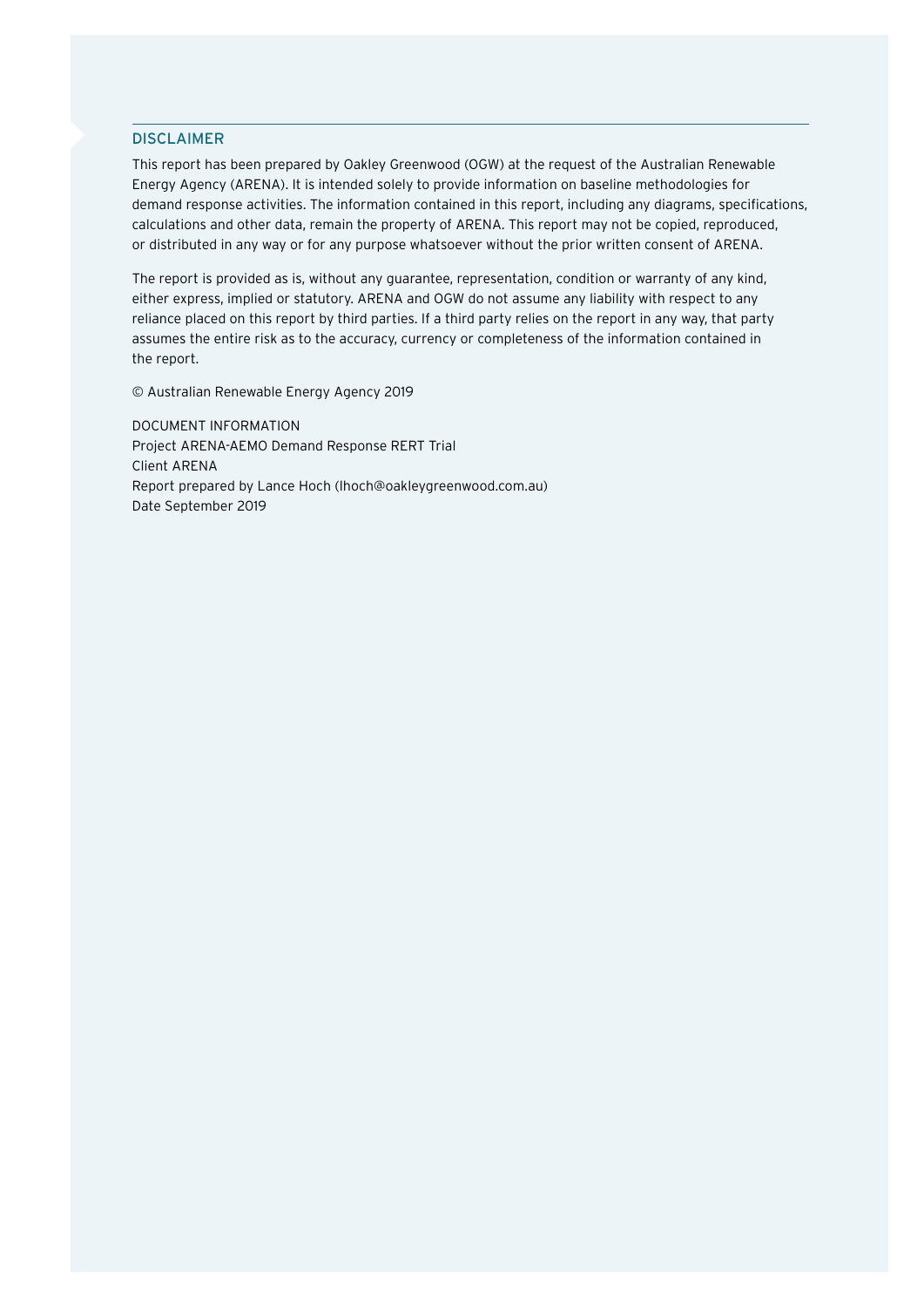## DISCLAIMER

This report has been prepared by Oakley Greenwood (OGW) at the request of the Australian Renewable Energy Agency (ARENA). It is intended solely to provide information on baseline methodologies for demand response activities. The information contained in this report, including any diagrams, specifications, calculations and other data, remain the property of ARENA. This report may not be copied, reproduced, or distributed in any way or for any purpose whatsoever without the prior written consent of ARENA.

The report is provided as is, without any guarantee, representation, condition or warranty of any kind, either express, implied or statutory. ARENA and OGW do not assume any liability with respect to any reliance placed on this report by third parties. If a third party relies on the report in any way, that party assumes the entire risk as to the accuracy, currency or completeness of the information contained in the report.

© Australian Renewable Energy Agency 2019

DOCUMENT INFORMATION
Project ARENA-AEMO Demand Response RERT Trial
Client ARENA
Report prepared by Lance Hoch (lhoch@oakleygreenwood.com.au)
Date September 2019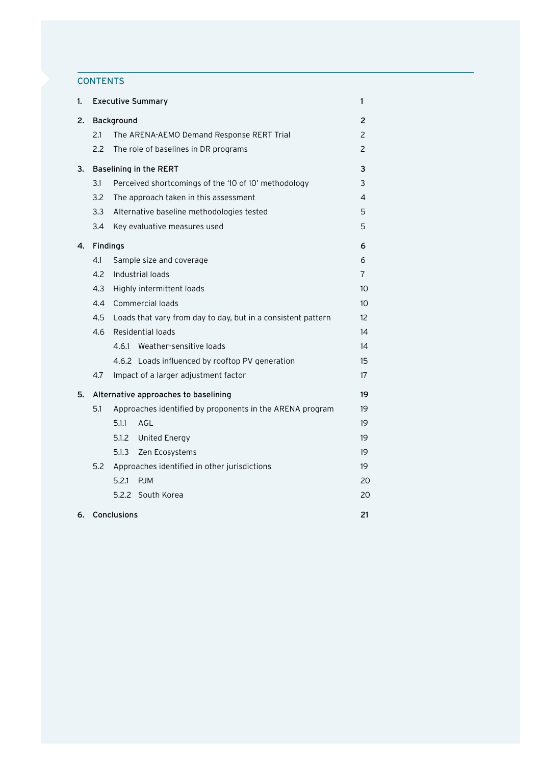# CONTENTS

| | | |
|---|---|---|
| 1. | Executive Summary | 1 |
| 2. | Background | 2 |
| 2.1 | The ARENA-AEMO Demand Response RERT Trial | 2 |
| 2.2 | The role of baselines in DR programs | 2 |
| 3. | Baselining in the RERT | 3 |
| 3.1 | Perceived shortcomings of the '10 of 10' methodology | 3 |
| 3.2 | The approach taken in this assessment | 4 |
| 3.3 | Alternative baseline methodologies tested | 5 |
| 3.4 | Key evaluative measures used | 5 |
| 4. | Findings | 6 |
| 4.1 | Sample size and coverage | 6 |
| 4.2 | Industrial loads | 7 |
| 4.3 | Highly intermittent loads | 10 |
| 4.4 | Commercial loads | 10 |
| 4.5 | Loads that vary from day to day, but in a consistent pattern | 12 |
| 4.6 | Residential loads | 14 |
| 4.6.1 | Weather-sensitive loads | 14 |
| 4.6.2 | Loads influenced by rooftop PV generation | 15 |
| 4.7 | Impact of a larger adjustment factor | 17 |
| 5. | Alternative approaches to baselining | 19 |
| 5.1 | Approaches identified by proponents in the ARENA program | 19 |
| 5.1.1 | AGL | 19 |
| 5.1.2 | United Energy | 19 |
| 5.1.3 | Zen Ecosystems | 19 |
| 5.2 | Approaches identified in other jurisdictions | 19 |
| 5.2.1 | PJM | 20 |
| 5.2.2 | South Korea | 20 |
| 6. | Conclusions | 21 |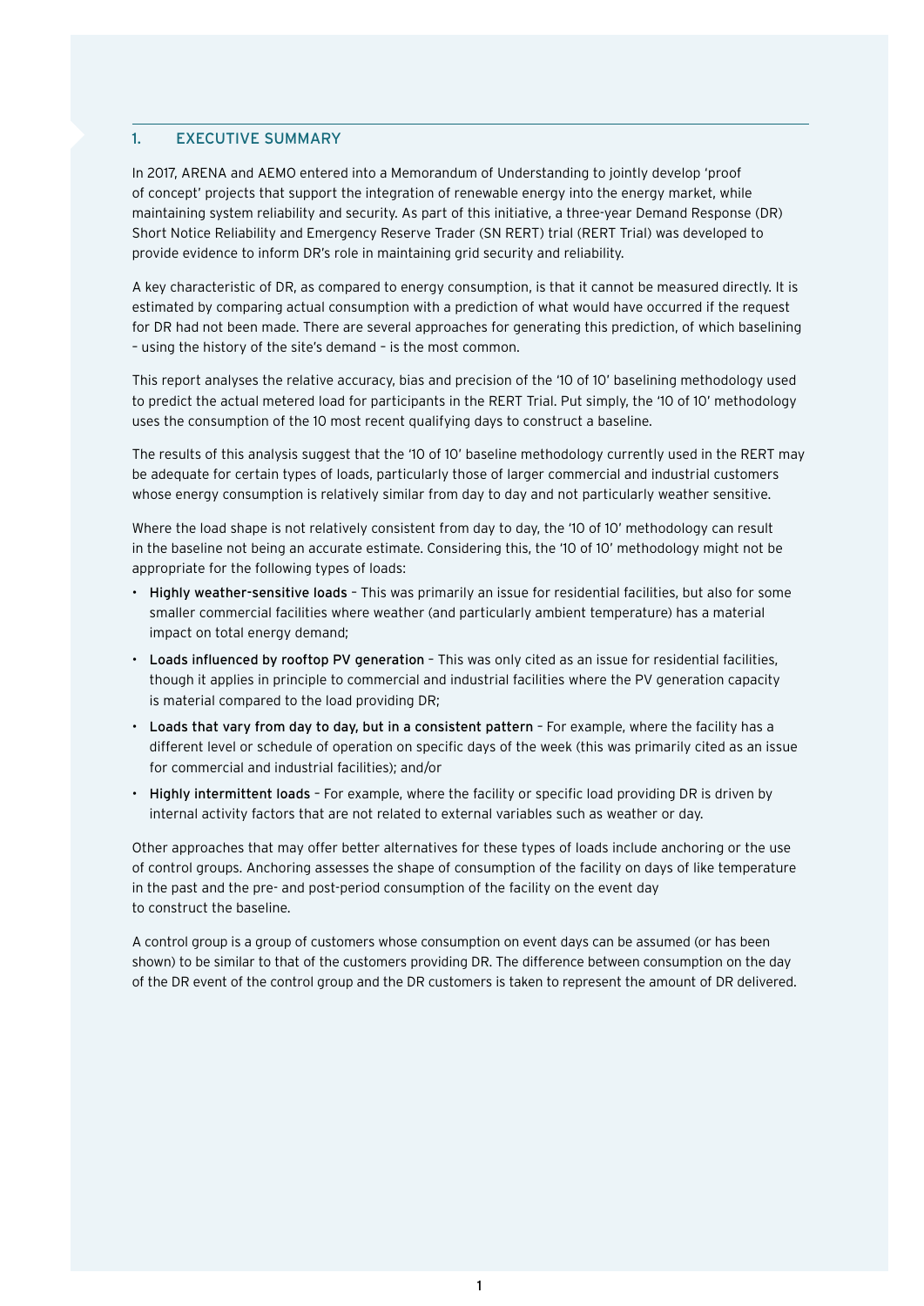## 1. EXECUTIVE SUMMARY

In 2017, ARENA and AEMO entered into a Memorandum of Understanding to jointly develop 'proof of concept' projects that support the integration of renewable energy into the energy market, while maintaining system reliability and security. As part of this initiative, a three-year Demand Response (DR) Short Notice Reliability and Emergency Reserve Trader (SN RERT) trial (RERT Trial) was developed to provide evidence to inform DR's role in maintaining grid security and reliability.

A key characteristic of DR, as compared to energy consumption, is that it cannot be measured directly. It is estimated by comparing actual consumption with a prediction of what would have occurred if the request for DR had not been made. There are several approaches for generating this prediction, of which baselining – using the history of the site's demand – is the most common.

This report analyses the relative accuracy, bias and precision of the '10 of 10' baselining methodology used to predict the actual metered load for participants in the RERT Trial. Put simply, the '10 of 10' methodology uses the consumption of the 10 most recent qualifying days to construct a baseline.

The results of this analysis suggest that the '10 of 10' baseline methodology currently used in the RERT may be adequate for certain types of loads, particularly those of larger commercial and industrial customers whose energy consumption is relatively similar from day to day and not particularly weather sensitive.

Where the load shape is not relatively consistent from day to day, the '10 of 10' methodology can result in the baseline not being an accurate estimate. Considering this, the '10 of 10' methodology might not be appropriate for the following types of loads:

- **Highly weather-sensitive loads** – This was primarily an issue for residential facilities, but also for some smaller commercial facilities where weather (and particularly ambient temperature) has a material impact on total energy demand;
- **Loads influenced by rooftop PV generation** – This was only cited as an issue for residential facilities, though it applies in principle to commercial and industrial facilities where the PV generation capacity is material compared to the load providing DR;
- **Loads that vary from day to day, but in a consistent pattern** – For example, where the facility has a different level or schedule of operation on specific days of the week (this was primarily cited as an issue for commercial and industrial facilities); and/or
- **Highly intermittent loads** – For example, where the facility or specific load providing DR is driven by internal activity factors that are not related to external variables such as weather or day.

Other approaches that may offer better alternatives for these types of loads include anchoring or the use of control groups. Anchoring assesses the shape of consumption of the facility on days of like temperature in the past and the pre- and post-period consumption of the facility on the event day to construct the baseline.

A control group is a group of customers whose consumption on event days can be assumed (or has been shown) to be similar to that of the customers providing DR. The difference between consumption on the day of the DR event of the control group and the DR customers is taken to represent the amount of DR delivered.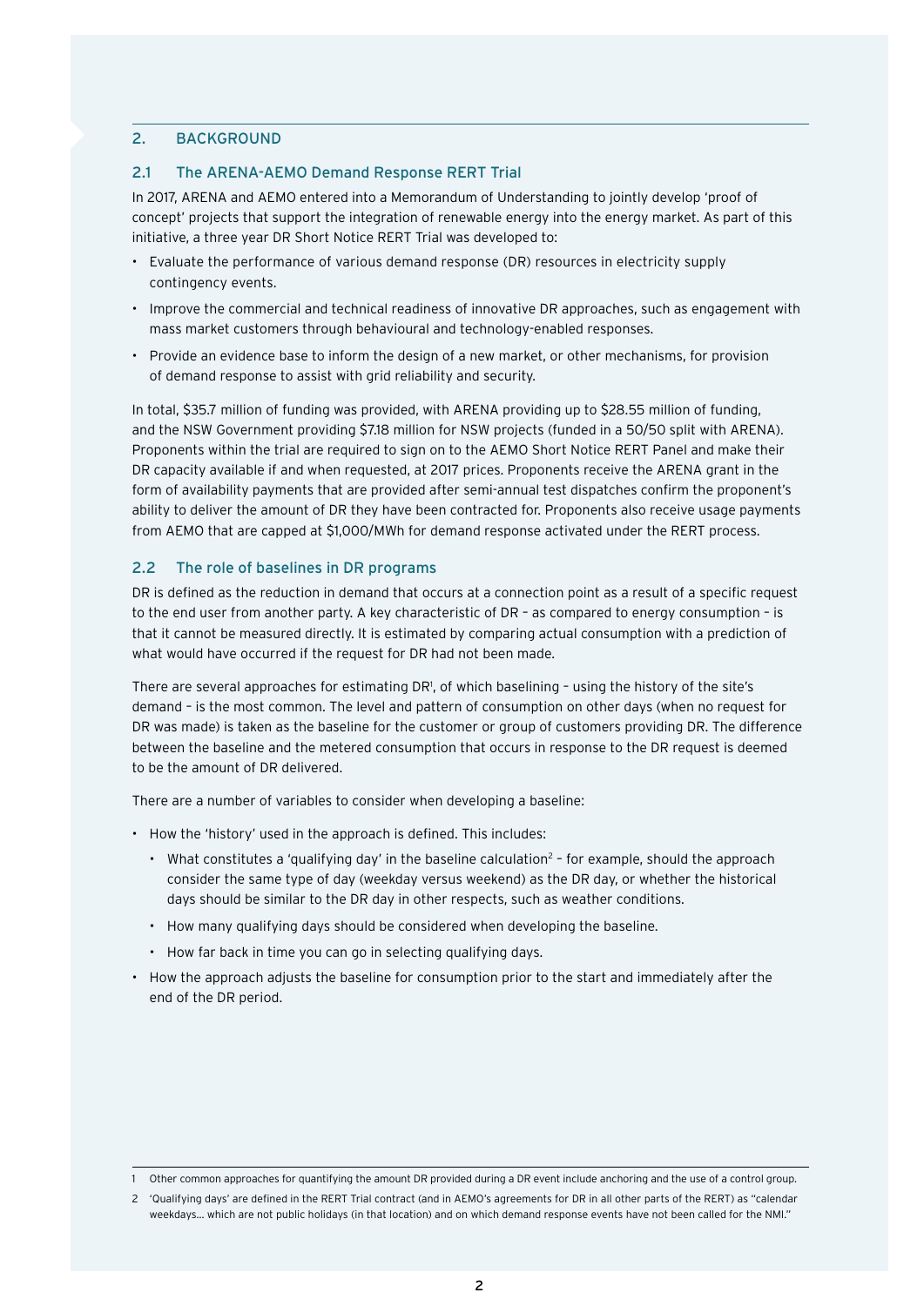## 2. BACKGROUND

### 2.1 The ARENA-AEMO Demand Response RERT Trial

In 2017, ARENA and AEMO entered into a Memorandum of Understanding to jointly develop 'proof of concept' projects that support the integration of renewable energy into the energy market. As part of this initiative, a three year DR Short Notice RERT Trial was developed to:

- Evaluate the performance of various demand response (DR) resources in electricity supply contingency events.
- Improve the commercial and technical readiness of innovative DR approaches, such as engagement with mass market customers through behavioural and technology-enabled responses.
- Provide an evidence base to inform the design of a new market, or other mechanisms, for provision of demand response to assist with grid reliability and security.

In total, $35.7 million of funding was provided, with ARENA providing up to $28.55 million of funding, and the NSW Government providing $7.18 million for NSW projects (funded in a 50/50 split with ARENA). Proponents within the trial are required to sign on to the AEMO Short Notice RERT Panel and make their DR capacity available if and when requested, at 2017 prices. Proponents receive the ARENA grant in the form of availability payments that are provided after semi-annual test dispatches confirm the proponent's ability to deliver the amount of DR they have been contracted for. Proponents also receive usage payments from AEMO that are capped at $1,000/MWh for demand response activated under the RERT process.

### 2.2 The role of baselines in DR programs

DR is defined as the reduction in demand that occurs at a connection point as a result of a specific request to the end user from another party. A key characteristic of DR – as compared to energy consumption – is that it cannot be measured directly. It is estimated by comparing actual consumption with a prediction of what would have occurred if the request for DR had not been made.

There are several approaches for estimating DR[1], of which baselining – using the history of the site's demand – is the most common. The level and pattern of consumption on other days (when no request for DR was made) is taken as the baseline for the customer or group of customers providing DR. The difference between the baseline and the metered consumption that occurs in response to the DR request is deemed to be the amount of DR delivered.

There are a number of variables to consider when developing a baseline:

- How the 'history' used in the approach is defined. This includes:
  - What constitutes a 'qualifying day' in the baseline calculation[2] – for example, should the approach consider the same type of day (weekday versus weekend) as the DR day, or whether the historical days should be similar to the DR day in other respects, such as weather conditions.
  - How many qualifying days should be considered when developing the baseline.
  - How far back in time you can go in selecting qualifying days.
- How the approach adjusts the baseline for consumption prior to the start and immediately after the end of the DR period.

---

1 Other common approaches for quantifying the amount DR provided during a DR event include anchoring and the use of a control group.

2 'Qualifying days' are defined in the RERT Trial contract (and in AEMO's agreements for DR in all other parts of the RERT) as "calendar weekdays… which are not public holidays (in that location) and on which demand response events have not been called for the NMI."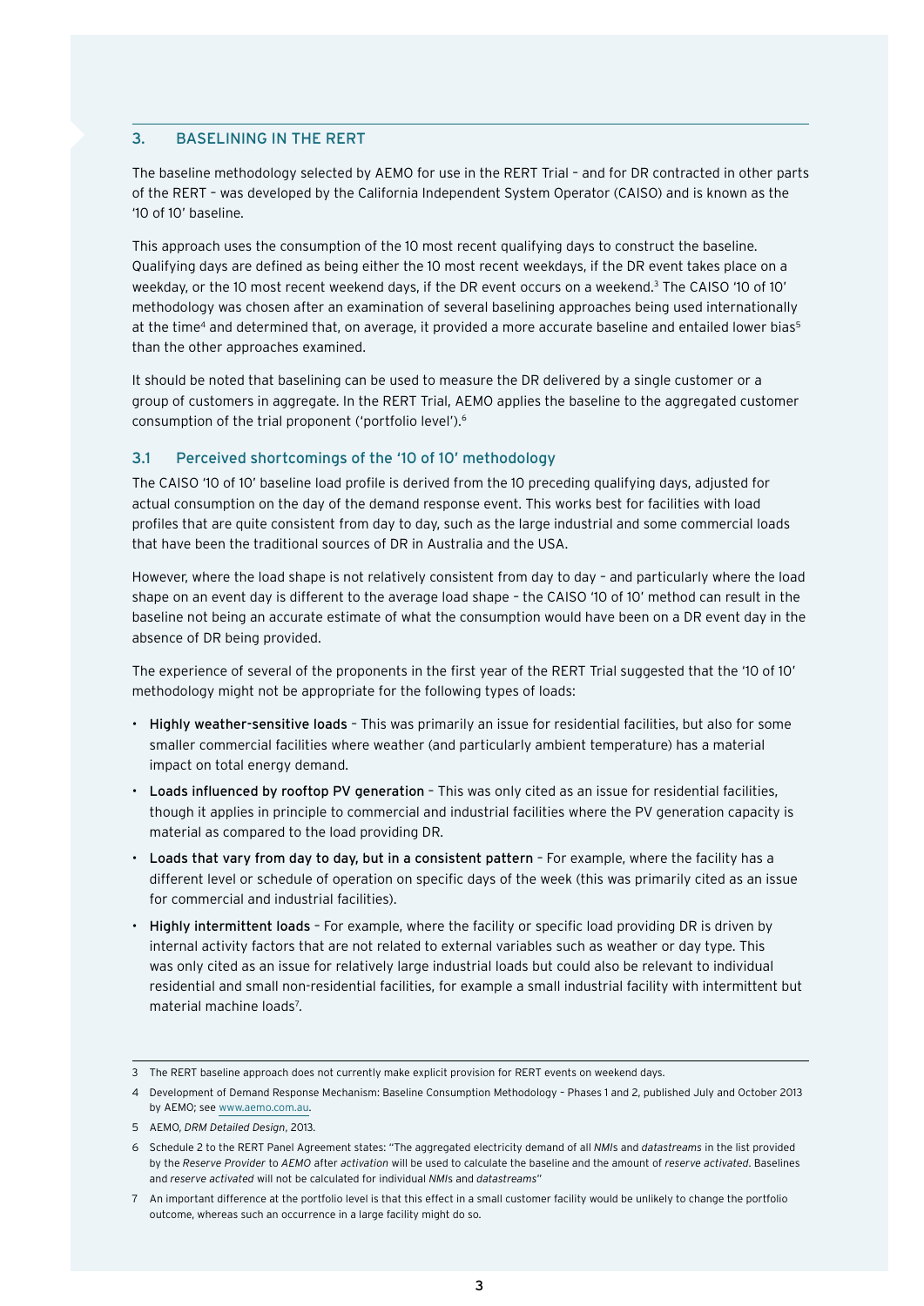## 3. BASELINING IN THE RERT

The baseline methodology selected by AEMO for use in the RERT Trial – and for DR contracted in other parts of the RERT – was developed by the California Independent System Operator (CAISO) and is known as the '10 of 10' baseline.

This approach uses the consumption of the 10 most recent qualifying days to construct the baseline. Qualifying days are defined as being either the 10 most recent weekdays, if the DR event takes place on a weekday, or the 10 most recent weekend days, if the DR event occurs on a weekend.[3] The CAISO '10 of 10' methodology was chosen after an examination of several baselining approaches being used internationally at the time[4] and determined that, on average, it provided a more accurate baseline and entailed lower bias[5] than the other approaches examined.

It should be noted that baselining can be used to measure the DR delivered by a single customer or a group of customers in aggregate. In the RERT Trial, AEMO applies the baseline to the aggregated customer consumption of the trial proponent ('portfolio level').[6]

### 3.1 Perceived shortcomings of the '10 of 10' methodology

The CAISO '10 of 10' baseline load profile is derived from the 10 preceding qualifying days, adjusted for actual consumption on the day of the demand response event. This works best for facilities with load profiles that are quite consistent from day to day, such as the large industrial and some commercial loads that have been the traditional sources of DR in Australia and the USA.

However, where the load shape is not relatively consistent from day to day – and particularly where the load shape on an event day is different to the average load shape – the CAISO '10 of 10' method can result in the baseline not being an accurate estimate of what the consumption would have been on a DR event day in the absence of DR being provided.

The experience of several of the proponents in the first year of the RERT Trial suggested that the '10 of 10' methodology might not be appropriate for the following types of loads:

- **Highly weather-sensitive loads** – This was primarily an issue for residential facilities, but also for some smaller commercial facilities where weather (and particularly ambient temperature) has a material impact on total energy demand.
- **Loads influenced by rooftop PV generation** – This was only cited as an issue for residential facilities, though it applies in principle to commercial and industrial facilities where the PV generation capacity is material as compared to the load providing DR.
- **Loads that vary from day to day, but in a consistent pattern** – For example, where the facility has a different level or schedule of operation on specific days of the week (this was primarily cited as an issue for commercial and industrial facilities).
- **Highly intermittent loads** – For example, where the facility or specific load providing DR is driven by internal activity factors that are not related to external variables such as weather or day type. This was only cited as an issue for relatively large industrial loads but could also be relevant to individual residential and small non-residential facilities, for example a small industrial facility with intermittent but material machine loads[7].

---

3 The RERT baseline approach does not currently make explicit provision for RERT events on weekend days.

4 Development of Demand Response Mechanism: Baseline Consumption Methodology – Phases 1 and 2, published July and October 2013 by AEMO; see www.aemo.com.au.

5 AEMO, *DRM Detailed Design*, 2013.

6 Schedule 2 to the RERT Panel Agreement states: "The aggregated electricity demand of all *NMIs* and *datastreams* in the list provided by the *Reserve Provider* to *AEMO* after *activation* will be used to calculate the baseline and the amount of *reserve activated*. Baselines and *reserve activated* will not be calculated for individual *NMIs* and *datastreams*"

7 An important difference at the portfolio level is that this effect in a small customer facility would be unlikely to change the portfolio outcome, whereas such an occurrence in a large facility might do so.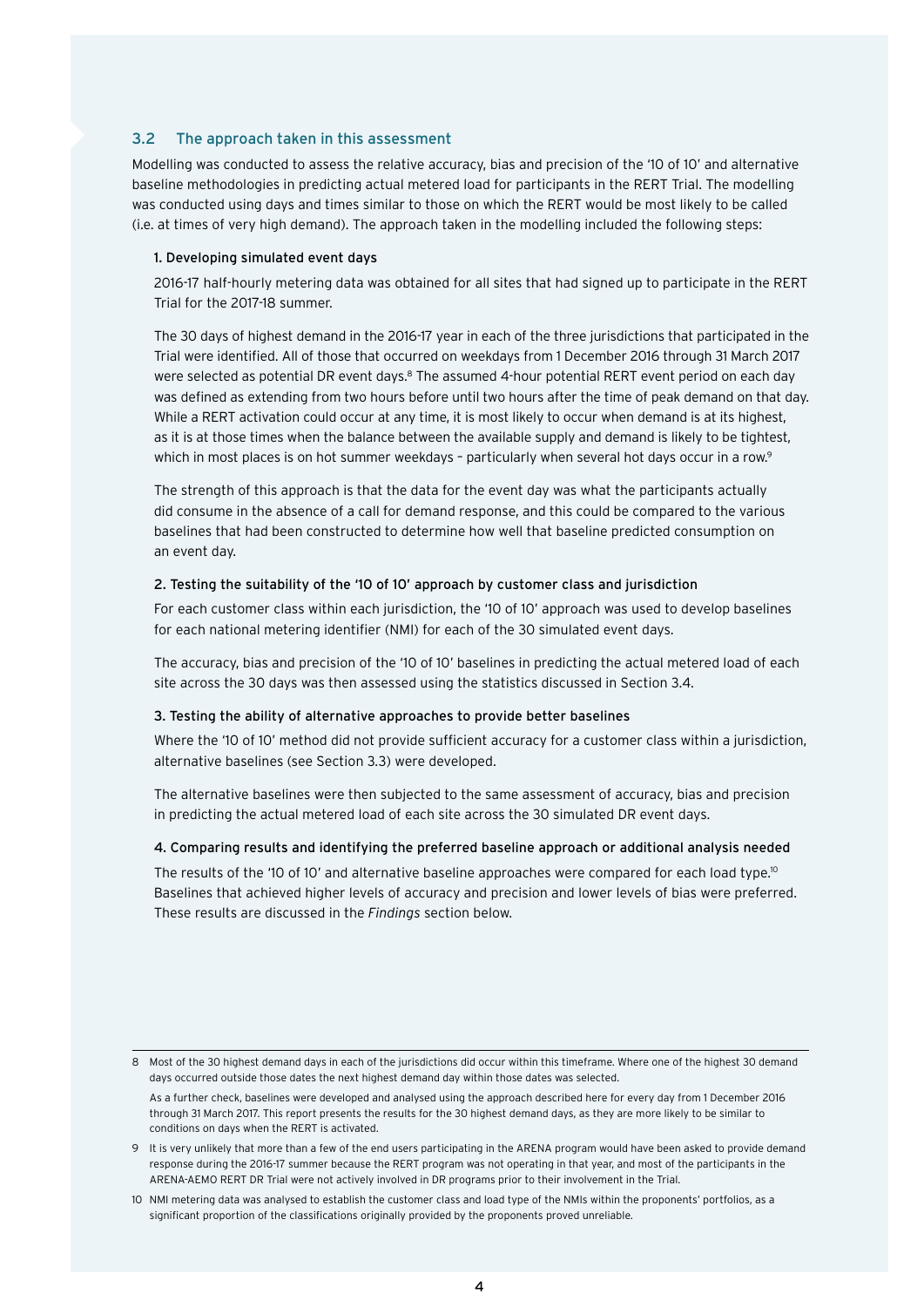## 3.2 The approach taken in this assessment

Modelling was conducted to assess the relative accuracy, bias and precision of the '10 of 10' and alternative baseline methodologies in predicting actual metered load for participants in the RERT Trial. The modelling was conducted using days and times similar to those on which the RERT would be most likely to be called (i.e. at times of very high demand). The approach taken in the modelling included the following steps:

### 1. Developing simulated event days

2016-17 half-hourly metering data was obtained for all sites that had signed up to participate in the RERT Trial for the 2017-18 summer.

The 30 days of highest demand in the 2016-17 year in each of the three jurisdictions that participated in the Trial were identified. All of those that occurred on weekdays from 1 December 2016 through 31 March 2017 were selected as potential DR event days.[8] The assumed 4-hour potential RERT event period on each day was defined as extending from two hours before until two hours after the time of peak demand on that day. While a RERT activation could occur at any time, it is most likely to occur when demand is at its highest, as it is at those times when the balance between the available supply and demand is likely to be tightest, which in most places is on hot summer weekdays – particularly when several hot days occur in a row.[9]

The strength of this approach is that the data for the event day was what the participants actually did consume in the absence of a call for demand response, and this could be compared to the various baselines that had been constructed to determine how well that baseline predicted consumption on an event day.

### 2. Testing the suitability of the '10 of 10' approach by customer class and jurisdiction

For each customer class within each jurisdiction, the '10 of 10' approach was used to develop baselines for each national metering identifier (NMI) for each of the 30 simulated event days.

The accuracy, bias and precision of the '10 of 10' baselines in predicting the actual metered load of each site across the 30 days was then assessed using the statistics discussed in Section 3.4.

### 3. Testing the ability of alternative approaches to provide better baselines

Where the '10 of 10' method did not provide sufficient accuracy for a customer class within a jurisdiction, alternative baselines (see Section 3.3) were developed.

The alternative baselines were then subjected to the same assessment of accuracy, bias and precision in predicting the actual metered load of each site across the 30 simulated DR event days.

### 4. Comparing results and identifying the preferred baseline approach or additional analysis needed

The results of the '10 of 10' and alternative baseline approaches were compared for each load type.[10] Baselines that achieved higher levels of accuracy and precision and lower levels of bias were preferred. These results are discussed in the *Findings* section below.

---

8 Most of the 30 highest demand days in each of the jurisdictions did occur within this timeframe. Where one of the highest 30 demand days occurred outside those dates the next highest demand day within those dates was selected.

As a further check, baselines were developed and analysed using the approach described here for every day from 1 December 2016 through 31 March 2017. This report presents the results for the 30 highest demand days, as they are more likely to be similar to conditions on days when the RERT is activated.

9 It is very unlikely that more than a few of the end users participating in the ARENA program would have been asked to provide demand response during the 2016-17 summer because the RERT program was not operating in that year, and most of the participants in the ARENA-AEMO RERT DR Trial were not actively involved in DR programs prior to their involvement in the Trial.

10 NMI metering data was analysed to establish the customer class and load type of the NMIs within the proponents' portfolios, as a significant proportion of the classifications originally provided by the proponents proved unreliable.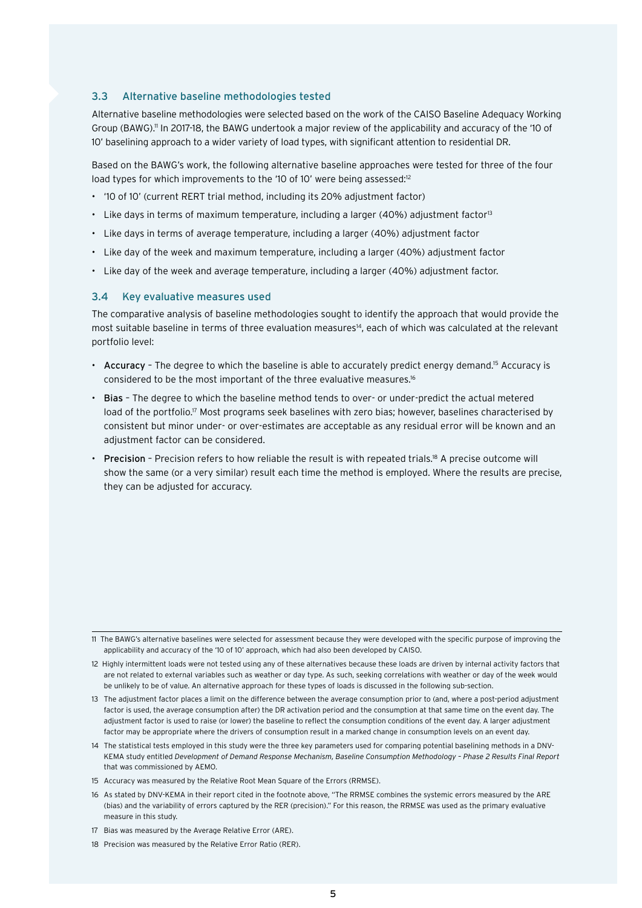### 3.3 Alternative baseline methodologies tested

Alternative baseline methodologies were selected based on the work of the CAISO Baseline Adequacy Working Group (BAWG).[11] In 2017-18, the BAWG undertook a major review of the applicability and accuracy of the '10 of 10' baselining approach to a wider variety of load types, with significant attention to residential DR.

Based on the BAWG's work, the following alternative baseline approaches were tested for three of the four load types for which improvements to the '10 of 10' were being assessed:[12]

- '10 of 10' (current RERT trial method, including its 20% adjustment factor)
- Like days in terms of maximum temperature, including a larger (40%) adjustment factor[13]
- Like days in terms of average temperature, including a larger (40%) adjustment factor
- Like day of the week and maximum temperature, including a larger (40%) adjustment factor
- Like day of the week and average temperature, including a larger (40%) adjustment factor.

### 3.4 Key evaluative measures used

The comparative analysis of baseline methodologies sought to identify the approach that would provide the most suitable baseline in terms of three evaluation measures[14], each of which was calculated at the relevant portfolio level:

- **Accuracy** – The degree to which the baseline is able to accurately predict energy demand.[15] Accuracy is considered to be the most important of the three evaluative measures.[16]
- **Bias** – The degree to which the baseline method tends to over- or under-predict the actual metered load of the portfolio.[17] Most programs seek baselines with zero bias; however, baselines characterised by consistent but minor under- or over-estimates are acceptable as any residual error will be known and an adjustment factor can be considered.
- **Precision** – Precision refers to how reliable the result is with repeated trials.[18] A precise outcome will show the same (or a very similar) result each time the method is employed. Where the results are precise, they can be adjusted for accuracy.

---

11 The BAWG's alternative baselines were selected for assessment because they were developed with the specific purpose of improving the applicability and accuracy of the '10 of 10' approach, which had also been developed by CAISO.

12 Highly intermittent loads were not tested using any of these alternatives because these loads are driven by internal activity factors that are not related to external variables such as weather or day type. As such, seeking correlations with weather or day of the week would be unlikely to be of value. An alternative approach for these types of loads is discussed in the following sub-section.

13 The adjustment factor places a limit on the difference between the average consumption prior to (and, where a post-period adjustment factor is used, the average consumption after) the DR activation period and the consumption at that same time on the event day. The adjustment factor is used to raise (or lower) the baseline to reflect the consumption conditions of the event day. A larger adjustment factor may be appropriate where the drivers of consumption result in a marked change in consumption levels on an event day.

14 The statistical tests employed in this study were the three key parameters used for comparing potential baselining methods in a DNV-KEMA study entitled *Development of Demand Response Mechanism, Baseline Consumption Methodology – Phase 2 Results Final Report* that was commissioned by AEMO.

15 Accuracy was measured by the Relative Root Mean Square of the Errors (RRMSE).

16 As stated by DNV-KEMA in their report cited in the footnote above, "The RRMSE combines the systemic errors measured by the ARE (bias) and the variability of errors captured by the RER (precision)." For this reason, the RRMSE was used as the primary evaluative measure in this study.

17 Bias was measured by the Average Relative Error (ARE).

18 Precision was measured by the Relative Error Ratio (RER).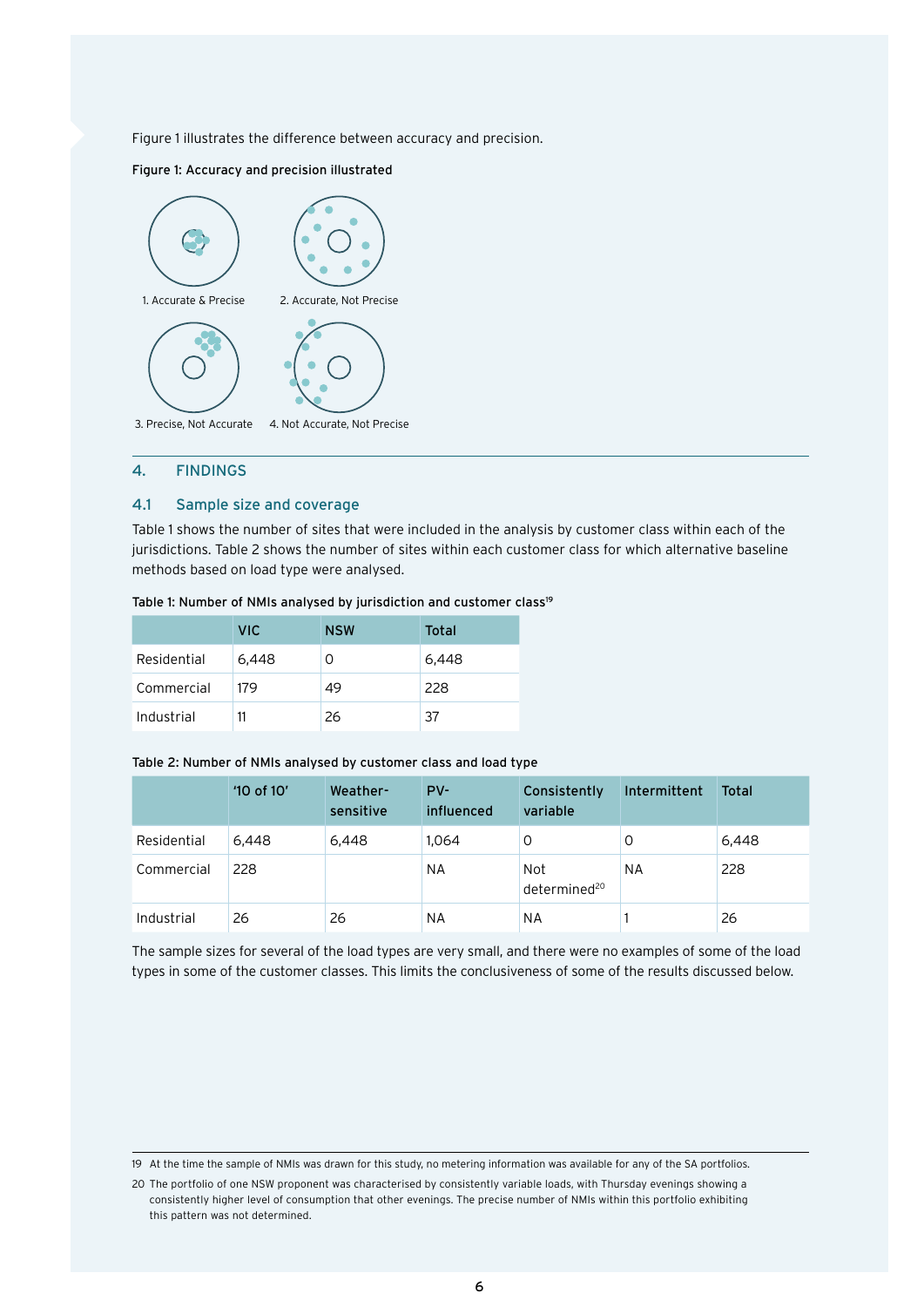Figure 1 illustrates the difference between accuracy and precision.

**Figure 1: Accuracy and precision illustrated**

1. Accurate & Precise
2. Accurate, Not Precise
3. Precise, Not Accurate
4. Not Accurate, Not Precise

## 4. FINDINGS

### 4.1 Sample size and coverage

Table 1 shows the number of sites that were included in the analysis by customer class within each of the jurisdictions. Table 2 shows the number of sites within each customer class for which alternative baseline methods based on load type were analysed.

**Table 1: Number of NMIs analysed by jurisdiction and customer class[19]**

| | VIC | NSW | Total |
|---|---|---|---|
| Residential | 6,448 | 0 | 6,448 |
| Commercial | 179 | 49 | 228 |
| Industrial | 11 | 26 | 37 |

**Table 2: Number of NMIs analysed by customer class and load type**

| | '10 of 10' | Weather-sensitive | PV-influenced | Consistently variable | Intermittent | Total |
|---|---|---|---|---|---|---|
| Residential | 6,448 | 6,448 | 1,064 | 0 | 0 | 6,448 |
| Commercial | 228 | | NA | Not determined[20] | NA | 228 |
| Industrial | 26 | 26 | NA | NA | 1 | 26 |

The sample sizes for several of the load types are very small, and there were no examples of some of the load types in some of the customer classes. This limits the conclusiveness of some of the results discussed below.

---

19 At the time the sample of NMIs was drawn for this study, no metering information was available for any of the SA portfolios.

20 The portfolio of one NSW proponent was characterised by consistently variable loads, with Thursday evenings showing a consistently higher level of consumption that other evenings. The precise number of NMIs within this portfolio exhibiting this pattern was not determined.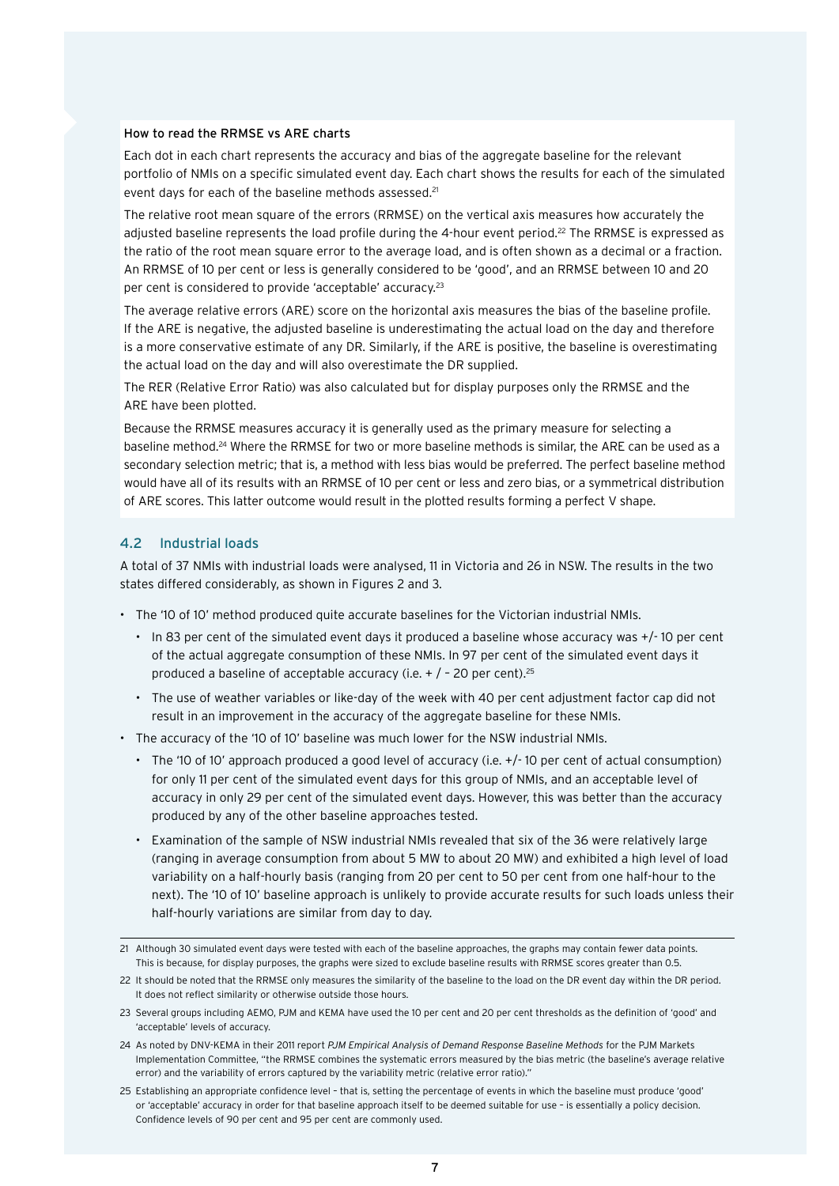#### How to read the RRMSE vs ARE charts

Each dot in each chart represents the accuracy and bias of the aggregate baseline for the relevant portfolio of NMIs on a specific simulated event day. Each chart shows the results for each of the simulated event days for each of the baseline methods assessed.[21]

The relative root mean square of the errors (RRMSE) on the vertical axis measures how accurately the adjusted baseline represents the load profile during the 4-hour event period.[22] The RRMSE is expressed as the ratio of the root mean square error to the average load, and is often shown as a decimal or a fraction. An RRMSE of 10 per cent or less is generally considered to be 'good', and an RRMSE between 10 and 20 per cent is considered to provide 'acceptable' accuracy.[23]

The average relative errors (ARE) score on the horizontal axis measures the bias of the baseline profile. If the ARE is negative, the adjusted baseline is underestimating the actual load on the day and therefore is a more conservative estimate of any DR. Similarly, if the ARE is positive, the baseline is overestimating the actual load on the day and will also overestimate the DR supplied.

The RER (Relative Error Ratio) was also calculated but for display purposes only the RRMSE and the ARE have been plotted.

Because the RRMSE measures accuracy it is generally used as the primary measure for selecting a baseline method.[24] Where the RRMSE for two or more baseline methods is similar, the ARE can be used as a secondary selection metric; that is, a method with less bias would be preferred. The perfect baseline method would have all of its results with an RRMSE of 10 per cent or less and zero bias, or a symmetrical distribution of ARE scores. This latter outcome would result in the plotted results forming a perfect V shape.

### 4.2 Industrial loads

A total of 37 NMIs with industrial loads were analysed, 11 in Victoria and 26 in NSW. The results in the two states differed considerably, as shown in Figures 2 and 3.

- The '10 of 10' method produced quite accurate baselines for the Victorian industrial NMIs.
  - In 83 per cent of the simulated event days it produced a baseline whose accuracy was +/- 10 per cent of the actual aggregate consumption of these NMIs. In 97 per cent of the simulated event days it produced a baseline of acceptable accuracy (i.e. + / – 20 per cent).[25]
  - The use of weather variables or like-day of the week with 40 per cent adjustment factor cap did not result in an improvement in the accuracy of the aggregate baseline for these NMIs.
- The accuracy of the '10 of 10' baseline was much lower for the NSW industrial NMIs.
  - The '10 of 10' approach produced a good level of accuracy (i.e. +/- 10 per cent of actual consumption) for only 11 per cent of the simulated event days for this group of NMIs, and an acceptable level of accuracy in only 29 per cent of the simulated event days. However, this was better than the accuracy produced by any of the other baseline approaches tested.
  - Examination of the sample of NSW industrial NMIs revealed that six of the 36 were relatively large (ranging in average consumption from about 5 MW to about 20 MW) and exhibited a high level of load variability on a half-hourly basis (ranging from 20 per cent to 50 per cent from one half-hour to the next). The '10 of 10' baseline approach is unlikely to provide accurate results for such loads unless their half-hourly variations are similar from day to day.

---

21 Although 30 simulated event days were tested with each of the baseline approaches, the graphs may contain fewer data points. This is because, for display purposes, the graphs were sized to exclude baseline results with RRMSE scores greater than 0.5.

22 It should be noted that the RRMSE only measures the similarity of the baseline to the load on the DR event day within the DR period. It does not reflect similarity or otherwise outside those hours.

23 Several groups including AEMO, PJM and KEMA have used the 10 per cent and 20 per cent thresholds as the definition of 'good' and 'acceptable' levels of accuracy.

24 As noted by DNV-KEMA in their 2011 report *PJM Empirical Analysis of Demand Response Baseline Methods* for the PJM Markets Implementation Committee, "the RRMSE combines the systematic errors measured by the bias metric (the baseline's average relative error) and the variability of errors captured by the variability metric (relative error ratio)."

25 Establishing an appropriate confidence level – that is, setting the percentage of events in which the baseline must produce 'good' or 'acceptable' accuracy in order for that baseline approach itself to be deemed suitable for use – is essentially a policy decision. Confidence levels of 90 per cent and 95 per cent are commonly used.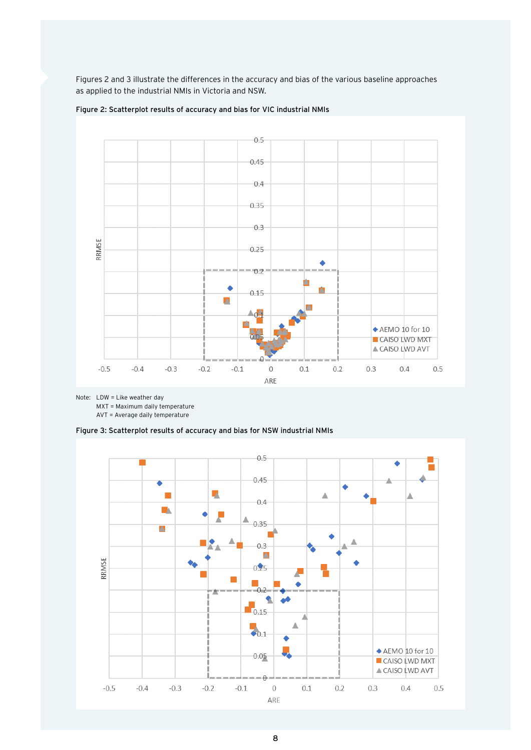Figures 2 and 3 illustrate the differences in the accuracy and bias of the various baseline approaches as applied to the industrial NMIs in Victoria and NSW.

**Figure 2: Scatterplot results of accuracy and bias for VIC industrial NMIs**

Note: LDW = Like weather day
MXT = Maximum daily temperature
AVT = Average daily temperature

**Figure 3: Scatterplot results of accuracy and bias for NSW industrial NMIs**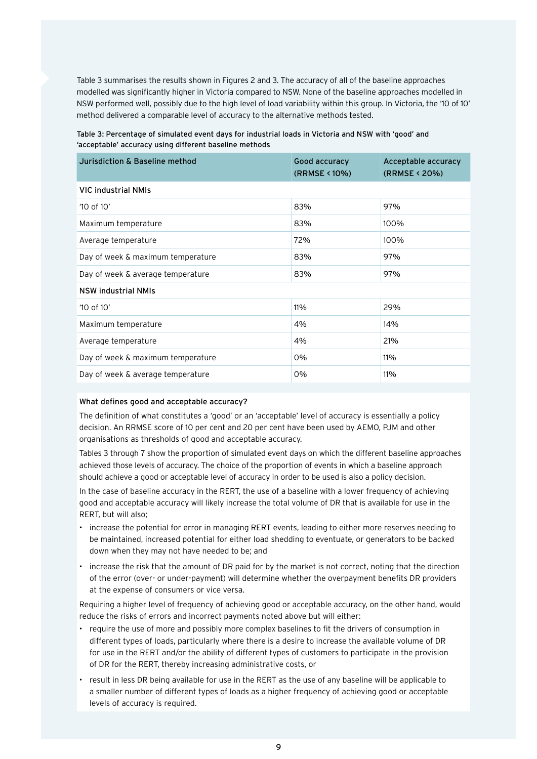Table 3 summarises the results shown in Figures 2 and 3. The accuracy of all of the baseline approaches modelled was significantly higher in Victoria compared to NSW. None of the baseline approaches modelled in NSW performed well, possibly due to the high level of load variability within this group. In Victoria, the '10 of 10' method delivered a comparable level of accuracy to the alternative methods tested.

Table 3: Percentage of simulated event days for industrial loads in Victoria and NSW with 'good' and 'acceptable' accuracy using different baseline methods

| Jurisdiction & Baseline method | Good accuracy (RRMSE < 10%) | Acceptable accuracy (RRMSE < 20%) |
|---|---|---|
| VIC industrial NMIs | | |
| '10 of 10' | 83% | 97% |
| Maximum temperature | 83% | 100% |
| Average temperature | 72% | 100% |
| Day of week & maximum temperature | 83% | 97% |
| Day of week & average temperature | 83% | 97% |
| NSW industrial NMIs | | |
| '10 of 10' | 11% | 29% |
| Maximum temperature | 4% | 14% |
| Average temperature | 4% | 21% |
| Day of week & maximum temperature | 0% | 11% |
| Day of week & average temperature | 0% | 11% |

### What defines good and acceptable accuracy?

The definition of what constitutes a 'good' or an 'acceptable' level of accuracy is essentially a policy decision. An RRMSE score of 10 per cent and 20 per cent have been used by AEMO, PJM and other organisations as thresholds of good and acceptable accuracy.

Tables 3 through 7 show the proportion of simulated event days on which the different baseline approaches achieved those levels of accuracy. The choice of the proportion of events in which a baseline approach should achieve a good or acceptable level of accuracy in order to be used is also a policy decision.

In the case of baseline accuracy in the RERT, the use of a baseline with a lower frequency of achieving good and acceptable accuracy will likely increase the total volume of DR that is available for use in the RERT, but will also;

- increase the potential for error in managing RERT events, leading to either more reserves needing to be maintained, increased potential for either load shedding to eventuate, or generators to be backed down when they may not have needed to be; and
- increase the risk that the amount of DR paid for by the market is not correct, noting that the direction of the error (over- or under-payment) will determine whether the overpayment benefits DR providers at the expense of consumers or vice versa.

Requiring a higher level of frequency of achieving good or acceptable accuracy, on the other hand, would reduce the risks of errors and incorrect payments noted above but will either:

- require the use of more and possibly more complex baselines to fit the drivers of consumption in different types of loads, particularly where there is a desire to increase the available volume of DR for use in the RERT and/or the ability of different types of customers to participate in the provision of DR for the RERT, thereby increasing administrative costs, or
- result in less DR being available for use in the RERT as the use of any baseline will be applicable to a smaller number of different types of loads as a higher frequency of achieving good or acceptable levels of accuracy is required.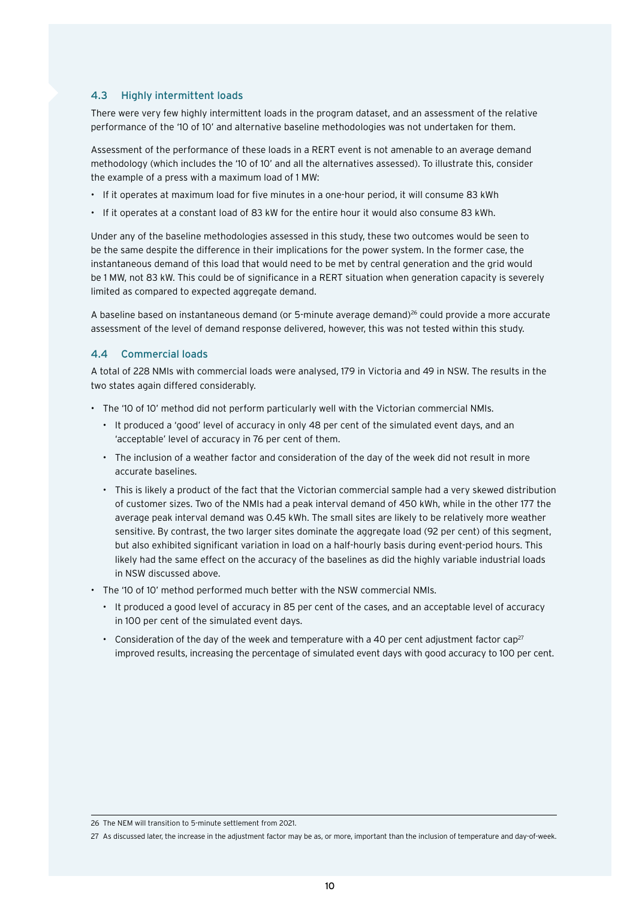### 4.3 Highly intermittent loads

There were very few highly intermittent loads in the program dataset, and an assessment of the relative performance of the '10 of 10' and alternative baseline methodologies was not undertaken for them.

Assessment of the performance of these loads in a RERT event is not amenable to an average demand methodology (which includes the '10 of 10' and all the alternatives assessed). To illustrate this, consider the example of a press with a maximum load of 1 MW:

- If it operates at maximum load for five minutes in a one-hour period, it will consume 83 kWh
- If it operates at a constant load of 83 kW for the entire hour it would also consume 83 kWh.

Under any of the baseline methodologies assessed in this study, these two outcomes would be seen to be the same despite the difference in their implications for the power system. In the former case, the instantaneous demand of this load that would need to be met by central generation and the grid would be 1 MW, not 83 kW. This could be of significance in a RERT situation when generation capacity is severely limited as compared to expected aggregate demand.

A baseline based on instantaneous demand (or 5-minute average demand)[26] could provide a more accurate assessment of the level of demand response delivered, however, this was not tested within this study.

### 4.4 Commercial loads

A total of 228 NMIs with commercial loads were analysed, 179 in Victoria and 49 in NSW. The results in the two states again differed considerably.

- The '10 of 10' method did not perform particularly well with the Victorian commercial NMIs.
  - It produced a 'good' level of accuracy in only 48 per cent of the simulated event days, and an 'acceptable' level of accuracy in 76 per cent of them.
  - The inclusion of a weather factor and consideration of the day of the week did not result in more accurate baselines.
  - This is likely a product of the fact that the Victorian commercial sample had a very skewed distribution of customer sizes. Two of the NMIs had a peak interval demand of 450 kWh, while in the other 177 the average peak interval demand was 0.45 kWh. The small sites are likely to be relatively more weather sensitive. By contrast, the two larger sites dominate the aggregate load (92 per cent) of this segment, but also exhibited significant variation in load on a half-hourly basis during event-period hours. This likely had the same effect on the accuracy of the baselines as did the highly variable industrial loads in NSW discussed above.
- The '10 of 10' method performed much better with the NSW commercial NMIs.
  - It produced a good level of accuracy in 85 per cent of the cases, and an acceptable level of accuracy in 100 per cent of the simulated event days.
  - Consideration of the day of the week and temperature with a 40 per cent adjustment factor cap[27] improved results, increasing the percentage of simulated event days with good accuracy to 100 per cent.

---

26 The NEM will transition to 5-minute settlement from 2021.

27 As discussed later, the increase in the adjustment factor may be as, or more, important than the inclusion of temperature and day-of-week.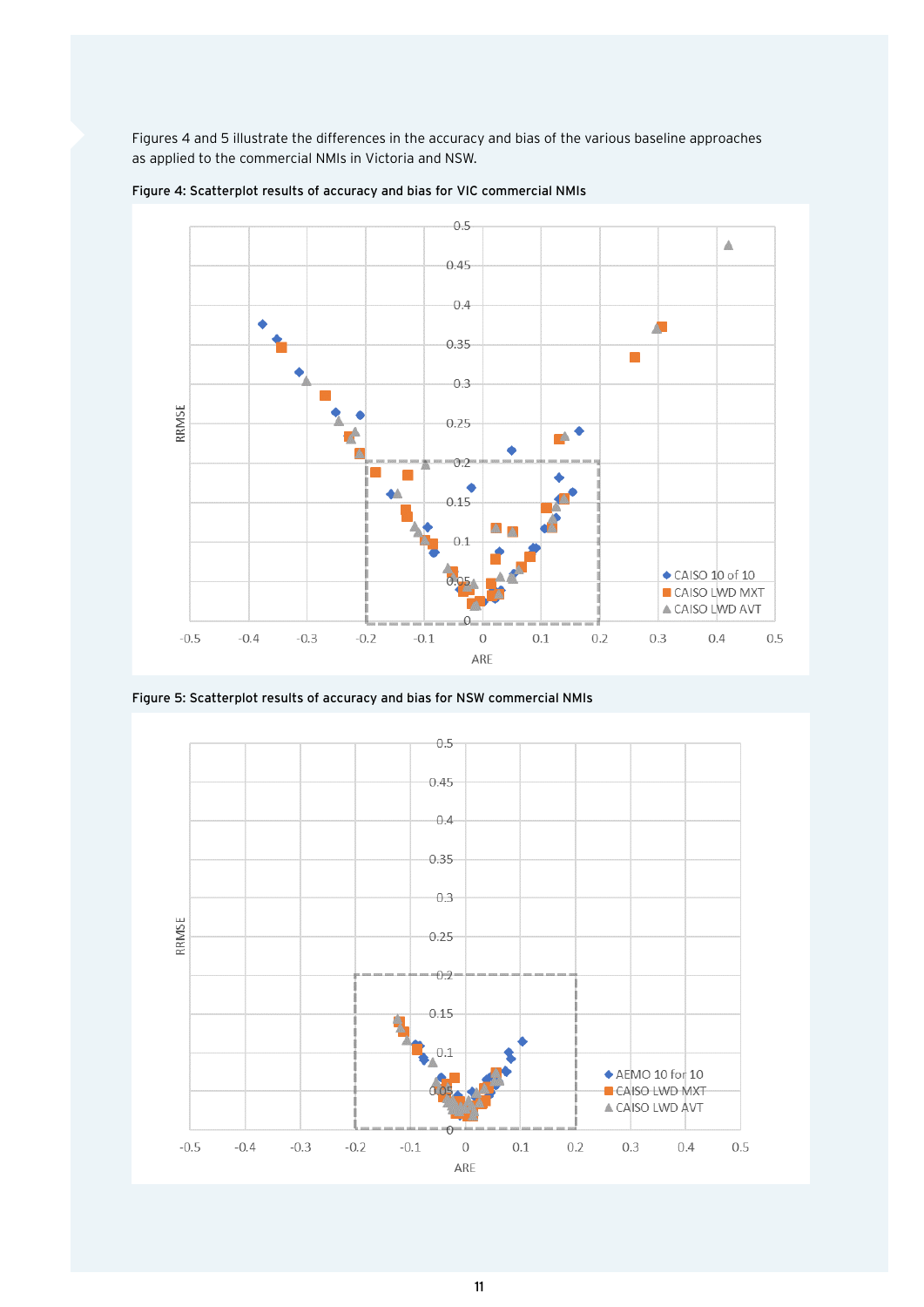Figures 4 and 5 illustrate the differences in the accuracy and bias of the various baseline approaches as applied to the commercial NMIs in Victoria and NSW.

Figure 4: Scatterplot results of accuracy and bias for VIC commercial NMIs

Figure 5: Scatterplot results of accuracy and bias for NSW commercial NMIs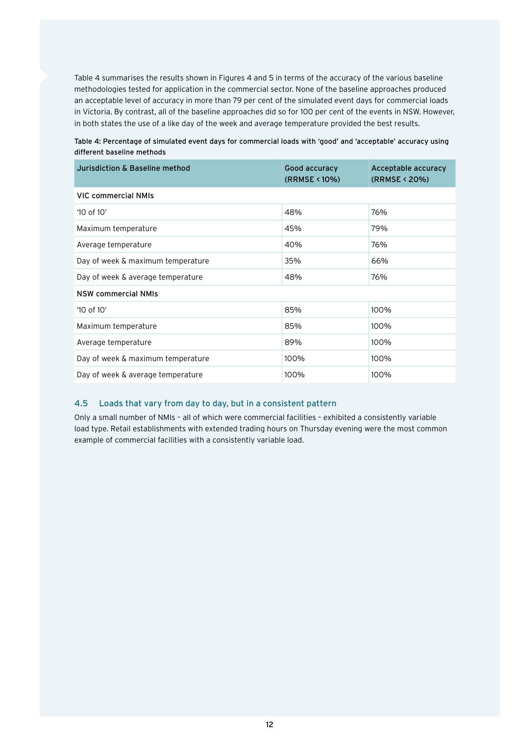Table 4 summarises the results shown in Figures 4 and 5 in terms of the accuracy of the various baseline methodologies tested for application in the commercial sector. None of the baseline approaches produced an acceptable level of accuracy in more than 79 per cent of the simulated event days for commercial loads in Victoria. By contrast, all of the baseline approaches did so for 100 per cent of the events in NSW. However, in both states the use of a like day of the week and average temperature provided the best results.

Table 4: Percentage of simulated event days for commercial loads with 'good' and 'acceptable' accuracy using different baseline methods

| Jurisdiction & Baseline method | Good accuracy (RRMSE < 10%) | Acceptable accuracy (RRMSE < 20%) |
|---|---|---|
| **VIC commercial NMIs** | | |
| '10 of 10' | 48% | 76% |
| Maximum temperature | 45% | 79% |
| Average temperature | 40% | 76% |
| Day of week & maximum temperature | 35% | 66% |
| Day of week & average temperature | 48% | 76% |
| **NSW commercial NMIs** | | |
| '10 of 10' | 85% | 100% |
| Maximum temperature | 85% | 100% |
| Average temperature | 89% | 100% |
| Day of week & maximum temperature | 100% | 100% |
| Day of week & average temperature | 100% | 100% |

### 4.5 Loads that vary from day to day, but in a consistent pattern

Only a small number of NMIs – all of which were commercial facilities – exhibited a consistently variable load type. Retail establishments with extended trading hours on Thursday evening were the most common example of commercial facilities with a consistently variable load.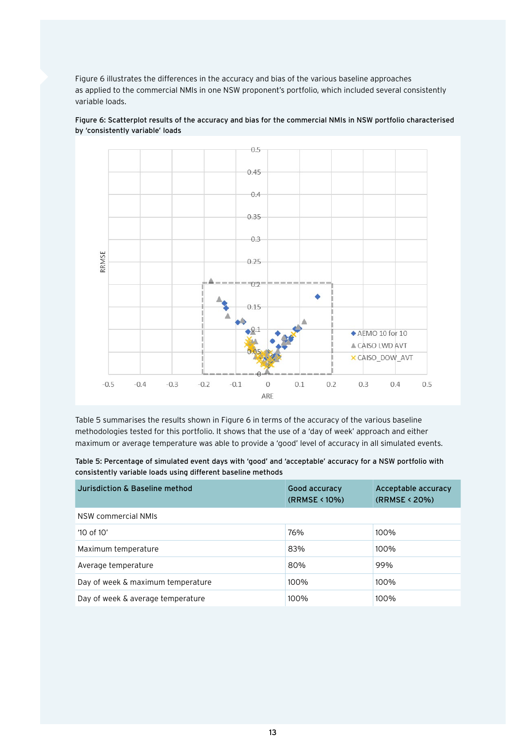Figure 6 illustrates the differences in the accuracy and bias of the various baseline approaches as applied to the commercial NMIs in one NSW proponent's portfolio, which included several consistently variable loads.

**Figure 6: Scatterplot results of the accuracy and bias for the commercial NMIs in NSW portfolio characterised by 'consistently variable' loads**

Table 5 summarises the results shown in Figure 6 in terms of the accuracy of the various baseline methodologies tested for this portfolio. It shows that the use of a 'day of week' approach and either maximum or average temperature was able to provide a 'good' level of accuracy in all simulated events.

**Table 5: Percentage of simulated event days with 'good' and 'acceptable' accuracy for a NSW portfolio with consistently variable loads using different baseline methods**

| Jurisdiction & Baseline method | Good accuracy (RRMSE < 10%) | Acceptable accuracy (RRMSE < 20%) |
|---|---|---|
| NSW commercial NMIs | | |
| '10 of 10' | 76% | 100% |
| Maximum temperature | 83% | 100% |
| Average temperature | 80% | 99% |
| Day of week & maximum temperature | 100% | 100% |
| Day of week & average temperature | 100% | 100% |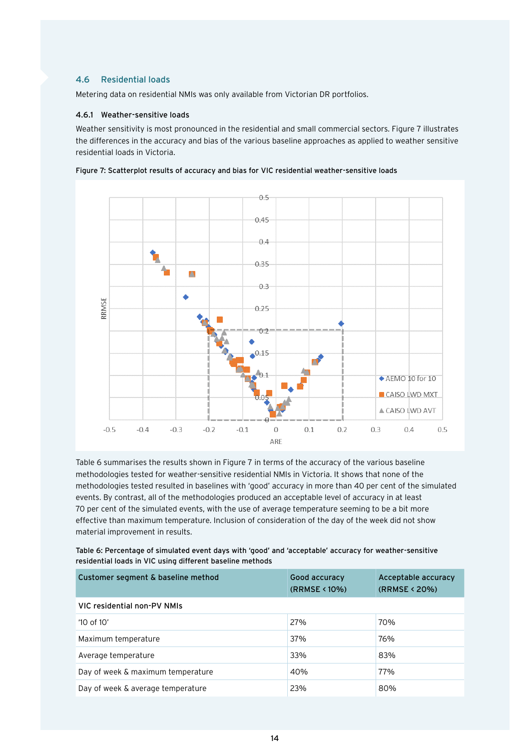## 4.6 Residential loads

Metering data on residential NMIs was only available from Victorian DR portfolios.

### 4.6.1 Weather-sensitive loads

Weather sensitivity is most pronounced in the residential and small commercial sectors. Figure 7 illustrates the differences in the accuracy and bias of the various baseline approaches as applied to weather sensitive residential loads in Victoria.

Figure 7: Scatterplot results of accuracy and bias for VIC residential weather-sensitive loads

Table 6 summarises the results shown in Figure 7 in terms of the accuracy of the various baseline methodologies tested for weather-sensitive residential NMIs in Victoria. It shows that none of the methodologies tested resulted in baselines with 'good' accuracy in more than 40 per cent of the simulated events. By contrast, all of the methodologies produced an acceptable level of accuracy in at least 70 per cent of the simulated events, with the use of average temperature seeming to be a bit more effective than maximum temperature. Inclusion of consideration of the day of the week did not show material improvement in results.

Table 6: Percentage of simulated event days with 'good' and 'acceptable' accuracy for weather-sensitive residential loads in VIC using different baseline methods

| Customer segment & baseline method | Good accuracy (RRMSE < 10%) | Acceptable accuracy (RRMSE < 20%) |
|---|---|---|
| VIC residential non-PV NMIs | | |
| '10 of 10' | 27% | 70% |
| Maximum temperature | 37% | 76% |
| Average temperature | 33% | 83% |
| Day of week & maximum temperature | 40% | 77% |
| Day of week & average temperature | 23% | 80% |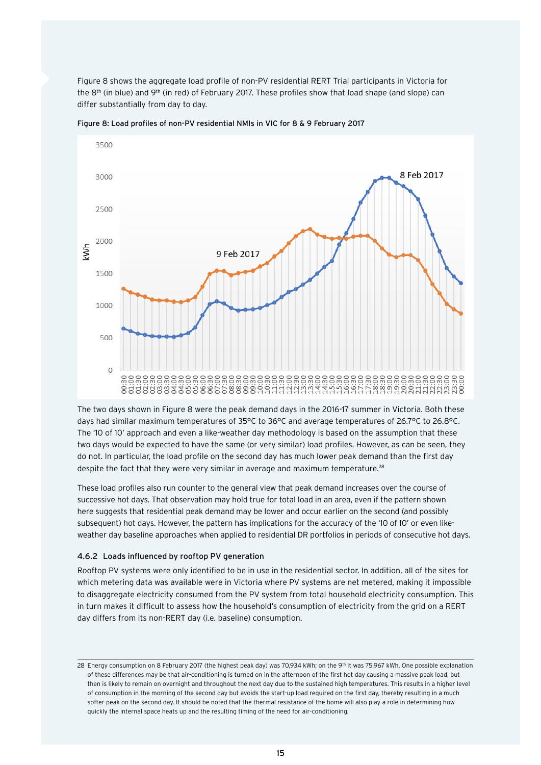Figure 8 shows the aggregate load profile of non-PV residential RERT Trial participants in Victoria for the 8th (in blue) and 9th (in red) of February 2017. These profiles show that load shape (and slope) can differ substantially from day to day.

Figure 8: Load profiles of non-PV residential NMIs in VIC for 8 & 9 February 2017

The two days shown in Figure 8 were the peak demand days in the 2016-17 summer in Victoria. Both these days had similar maximum temperatures of 35°C to 36°C and average temperatures of 26.7°C to 26.8°C. The '10 of 10' approach and even a like-weather day methodology is based on the assumption that these two days would be expected to have the same (or very similar) load profiles. However, as can be seen, they do not. In particular, the load profile on the second day has much lower peak demand than the first day despite the fact that they were very similar in average and maximum temperature.[28]

These load profiles also run counter to the general view that peak demand increases over the course of successive hot days. That observation may hold true for total load in an area, even if the pattern shown here suggests that residential peak demand may be lower and occur earlier on the second (and possibly subsequent) hot days. However, the pattern has implications for the accuracy of the '10 of 10' or even like-weather day baseline approaches when applied to residential DR portfolios in periods of consecutive hot days.

### 4.6.2 Loads influenced by rooftop PV generation

Rooftop PV systems were only identified to be in use in the residential sector. In addition, all of the sites for which metering data was available were in Victoria where PV systems are net metered, making it impossible to disaggregate electricity consumed from the PV system from total household electricity consumption. This in turn makes it difficult to assess how the household's consumption of electricity from the grid on a RERT day differs from its non-RERT day (i.e. baseline) consumption.

---

28 Energy consumption on 8 February 2017 (the highest peak day) was 70,934 kWh; on the 9th it was 75,967 kWh. One possible explanation of these differences may be that air-conditioning is turned on in the afternoon of the first hot day causing a massive peak load, but then is likely to remain on overnight and throughout the next day due to the sustained high temperatures. This results in a higher level of consumption in the morning of the second day but avoids the start-up load required on the first day, thereby resulting in a much softer peak on the second day. It should be noted that the thermal resistance of the home will also play a role in determining how quickly the internal space heats up and the resulting timing of the need for air-conditioning.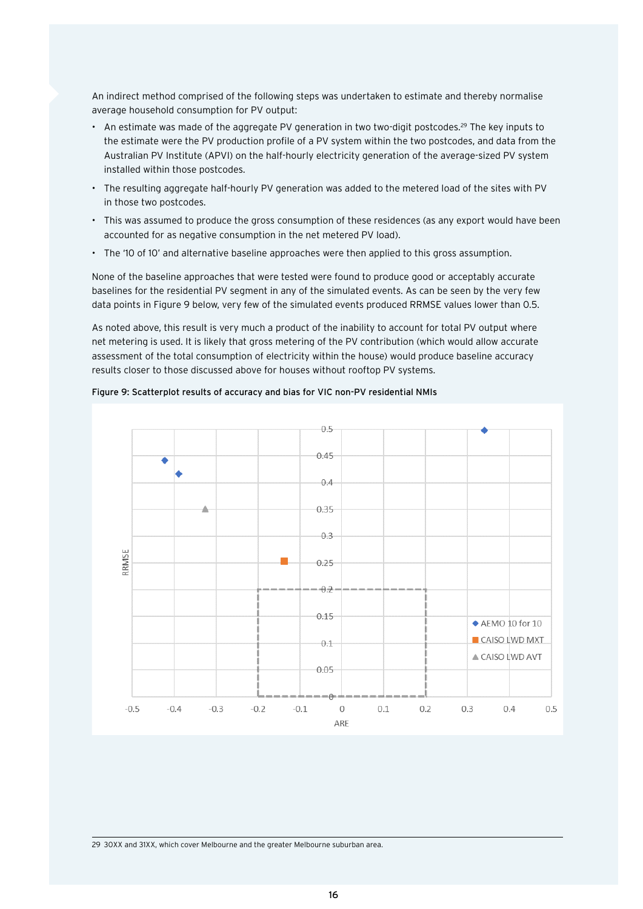An indirect method comprised of the following steps was undertaken to estimate and thereby normalise average household consumption for PV output:

- An estimate was made of the aggregate PV generation in two two-digit postcodes.[29] The key inputs to the estimate were the PV production profile of a PV system within the two postcodes, and data from the Australian PV Institute (APVI) on the half-hourly electricity generation of the average-sized PV system installed within those postcodes.
- The resulting aggregate half-hourly PV generation was added to the metered load of the sites with PV in those two postcodes.
- This was assumed to produce the gross consumption of these residences (as any export would have been accounted for as negative consumption in the net metered PV load).
- The '10 of 10' and alternative baseline approaches were then applied to this gross assumption.

None of the baseline approaches that were tested were found to produce good or acceptably accurate baselines for the residential PV segment in any of the simulated events. As can be seen by the very few data points in Figure 9 below, very few of the simulated events produced RRMSE values lower than 0.5.

As noted above, this result is very much a product of the inability to account for total PV output where net metering is used. It is likely that gross metering of the PV contribution (which would allow accurate assessment of the total consumption of electricity within the house) would produce baseline accuracy results closer to those discussed above for houses without rooftop PV systems.

Figure 9: Scatterplot results of accuracy and bias for VIC non-PV residential NMIs

29 30XX and 31XX, which cover Melbourne and the greater Melbourne suburban area.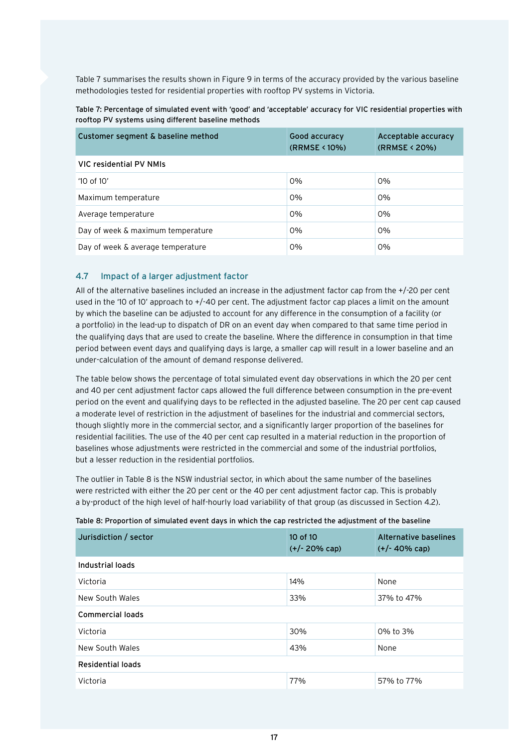Table 7 summarises the results shown in Figure 9 in terms of the accuracy provided by the various baseline methodologies tested for residential properties with rooftop PV systems in Victoria.

**Table 7: Percentage of simulated event with 'good' and 'acceptable' accuracy for VIC residential properties with rooftop PV systems using different baseline methods**

| Customer segment & baseline method | Good accuracy (RRMSE < 10%) | Acceptable accuracy (RRMSE < 20%) |
|---|---|---|
| VIC residential PV NMIs | | |
| '10 of 10' | 0% | 0% |
| Maximum temperature | 0% | 0% |
| Average temperature | 0% | 0% |
| Day of week & maximum temperature | 0% | 0% |
| Day of week & average temperature | 0% | 0% |

### 4.7 Impact of a larger adjustment factor

All of the alternative baselines included an increase in the adjustment factor cap from the +/-20 per cent used in the '10 of 10' approach to +/-40 per cent. The adjustment factor cap places a limit on the amount by which the baseline can be adjusted to account for any difference in the consumption of a facility (or a portfolio) in the lead-up to dispatch of DR on an event day when compared to that same time period in the qualifying days that are used to create the baseline. Where the difference in consumption in that time period between event days and qualifying days is large, a smaller cap will result in a lower baseline and an under-calculation of the amount of demand response delivered.

The table below shows the percentage of total simulated event day observations in which the 20 per cent and 40 per cent adjustment factor caps allowed the full difference between consumption in the pre-event period on the event and qualifying days to be reflected in the adjusted baseline. The 20 per cent cap caused a moderate level of restriction in the adjustment of baselines for the industrial and commercial sectors, though slightly more in the commercial sector, and a significantly larger proportion of the baselines for residential facilities. The use of the 40 per cent cap resulted in a material reduction in the proportion of baselines whose adjustments were restricted in the commercial and some of the industrial portfolios, but a lesser reduction in the residential portfolios.

The outlier in Table 8 is the NSW industrial sector, in which about the same number of the baselines were restricted with either the 20 per cent or the 40 per cent adjustment factor cap. This is probably a by-product of the high level of half-hourly load variability of that group (as discussed in Section 4.2).

**Table 8: Proportion of simulated event days in which the cap restricted the adjustment of the baseline**

| Jurisdiction / sector | 10 of 10 (+/- 20% cap) | Alternative baselines (+/- 40% cap) |
|---|---|---|
| Industrial loads | | |
| Victoria | 14% | None |
| New South Wales | 33% | 37% to 47% |
| Commercial loads | | |
| Victoria | 30% | 0% to 3% |
| New South Wales | 43% | None |
| Residential loads | | |
| Victoria | 77% | 57% to 77% |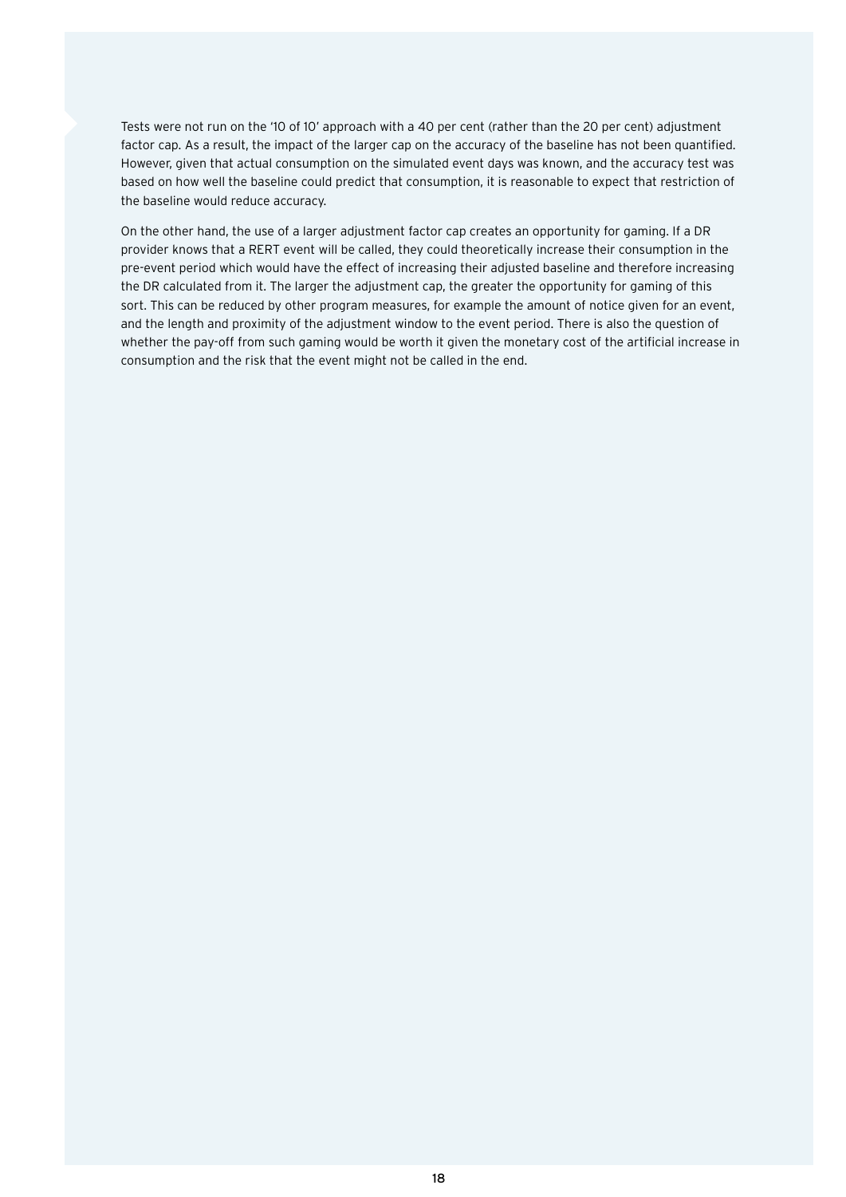Tests were not run on the '10 of 10' approach with a 40 per cent (rather than the 20 per cent) adjustment factor cap. As a result, the impact of the larger cap on the accuracy of the baseline has not been quantified. However, given that actual consumption on the simulated event days was known, and the accuracy test was based on how well the baseline could predict that consumption, it is reasonable to expect that restriction of the baseline would reduce accuracy.

On the other hand, the use of a larger adjustment factor cap creates an opportunity for gaming. If a DR provider knows that a RERT event will be called, they could theoretically increase their consumption in the pre-event period which would have the effect of increasing their adjusted baseline and therefore increasing the DR calculated from it. The larger the adjustment cap, the greater the opportunity for gaming of this sort. This can be reduced by other program measures, for example the amount of notice given for an event, and the length and proximity of the adjustment window to the event period. There is also the question of whether the pay-off from such gaming would be worth it given the monetary cost of the artificial increase in consumption and the risk that the event might not be called in the end.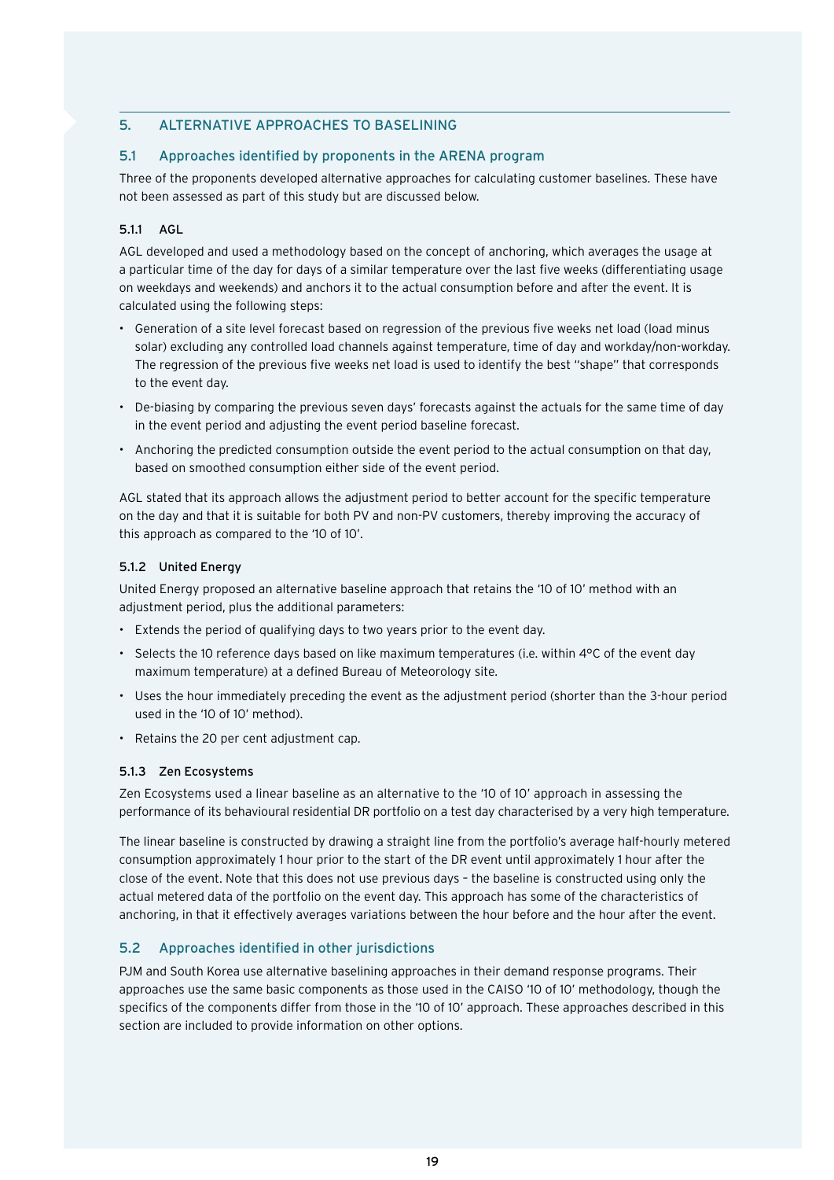## 5. ALTERNATIVE APPROACHES TO BASELINING

### 5.1 Approaches identified by proponents in the ARENA program

Three of the proponents developed alternative approaches for calculating customer baselines. These have not been assessed as part of this study but are discussed below.

#### 5.1.1 AGL

AGL developed and used a methodology based on the concept of anchoring, which averages the usage at a particular time of the day for days of a similar temperature over the last five weeks (differentiating usage on weekdays and weekends) and anchors it to the actual consumption before and after the event. It is calculated using the following steps:

- Generation of a site level forecast based on regression of the previous five weeks net load (load minus solar) excluding any controlled load channels against temperature, time of day and workday/non-workday. The regression of the previous five weeks net load is used to identify the best "shape" that corresponds to the event day.
- De-biasing by comparing the previous seven days' forecasts against the actuals for the same time of day in the event period and adjusting the event period baseline forecast.
- Anchoring the predicted consumption outside the event period to the actual consumption on that day, based on smoothed consumption either side of the event period.

AGL stated that its approach allows the adjustment period to better account for the specific temperature on the day and that it is suitable for both PV and non-PV customers, thereby improving the accuracy of this approach as compared to the '10 of 10'.

#### 5.1.2 United Energy

United Energy proposed an alternative baseline approach that retains the '10 of 10' method with an adjustment period, plus the additional parameters:

- Extends the period of qualifying days to two years prior to the event day.
- Selects the 10 reference days based on like maximum temperatures (i.e. within 4°C of the event day maximum temperature) at a defined Bureau of Meteorology site.
- Uses the hour immediately preceding the event as the adjustment period (shorter than the 3-hour period used in the '10 of 10' method).
- Retains the 20 per cent adjustment cap.

#### 5.1.3 Zen Ecosystems

Zen Ecosystems used a linear baseline as an alternative to the '10 of 10' approach in assessing the performance of its behavioural residential DR portfolio on a test day characterised by a very high temperature.

The linear baseline is constructed by drawing a straight line from the portfolio's average half-hourly metered consumption approximately 1 hour prior to the start of the DR event until approximately 1 hour after the close of the event. Note that this does not use previous days – the baseline is constructed using only the actual metered data of the portfolio on the event day. This approach has some of the characteristics of anchoring, in that it effectively averages variations between the hour before and the hour after the event.

### 5.2 Approaches identified in other jurisdictions

PJM and South Korea use alternative baselining approaches in their demand response programs. Their approaches use the same basic components as those used in the CAISO '10 of 10' methodology, though the specifics of the components differ from those in the '10 of 10' approach. These approaches described in this section are included to provide information on other options.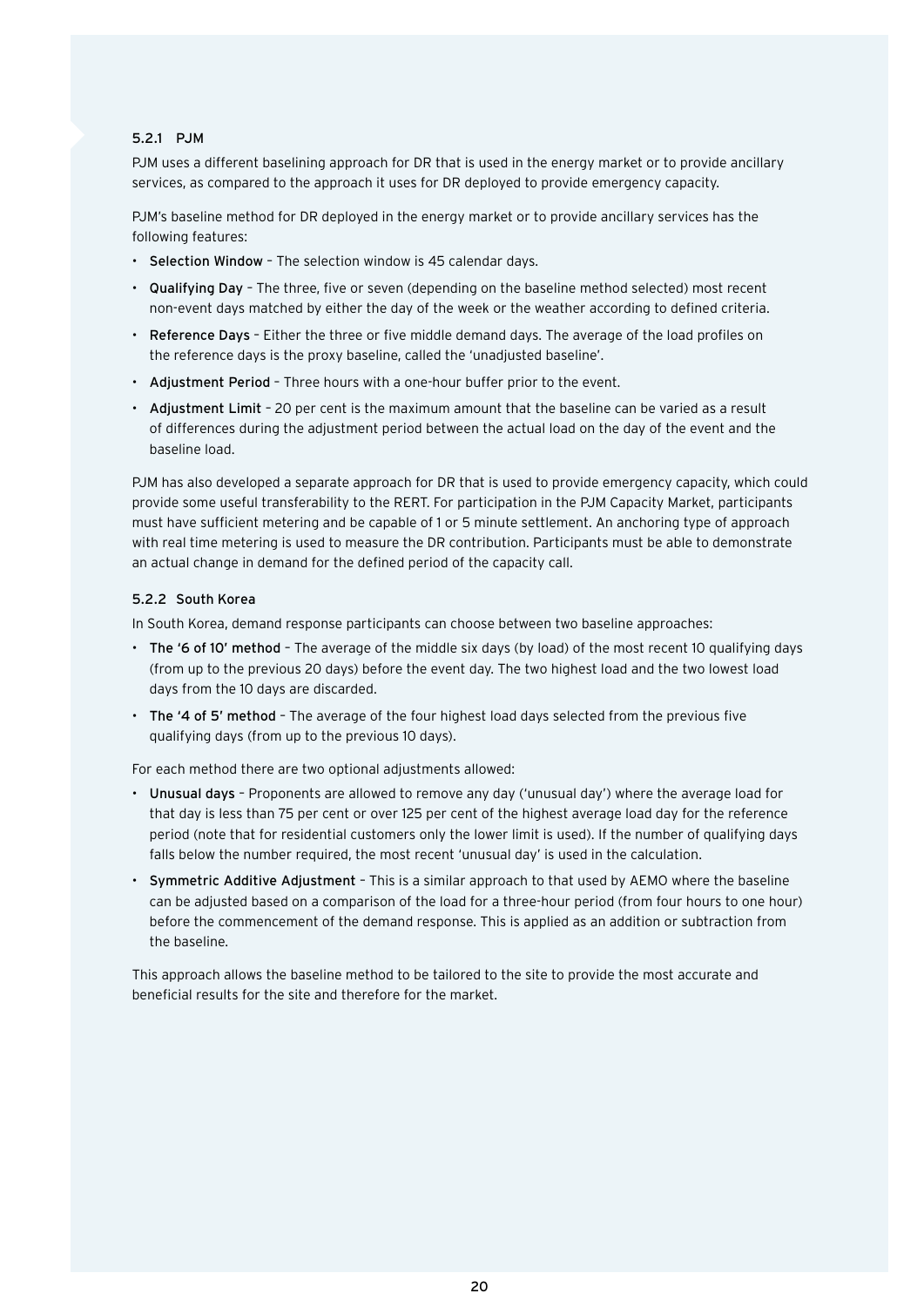### 5.2.1 PJM

PJM uses a different baselining approach for DR that is used in the energy market or to provide ancillary services, as compared to the approach it uses for DR deployed to provide emergency capacity.

PJM's baseline method for DR deployed in the energy market or to provide ancillary services has the following features:

- Selection Window – The selection window is 45 calendar days.
- Qualifying Day – The three, five or seven (depending on the baseline method selected) most recent non-event days matched by either the day of the week or the weather according to defined criteria.
- Reference Days – Either the three or five middle demand days. The average of the load profiles on the reference days is the proxy baseline, called the 'unadjusted baseline'.
- Adjustment Period – Three hours with a one-hour buffer prior to the event.
- Adjustment Limit – 20 per cent is the maximum amount that the baseline can be varied as a result of differences during the adjustment period between the actual load on the day of the event and the baseline load.

PJM has also developed a separate approach for DR that is used to provide emergency capacity, which could provide some useful transferability to the RERT. For participation in the PJM Capacity Market, participants must have sufficient metering and be capable of 1 or 5 minute settlement. An anchoring type of approach with real time metering is used to measure the DR contribution. Participants must be able to demonstrate an actual change in demand for the defined period of the capacity call.

### 5.2.2 South Korea

In South Korea, demand response participants can choose between two baseline approaches:

- The '6 of 10' method – The average of the middle six days (by load) of the most recent 10 qualifying days (from up to the previous 20 days) before the event day. The two highest load and the two lowest load days from the 10 days are discarded.
- The '4 of 5' method – The average of the four highest load days selected from the previous five qualifying days (from up to the previous 10 days).

For each method there are two optional adjustments allowed:

- Unusual days – Proponents are allowed to remove any day ('unusual day') where the average load for that day is less than 75 per cent or over 125 per cent of the highest average load day for the reference period (note that for residential customers only the lower limit is used). If the number of qualifying days falls below the number required, the most recent 'unusual day' is used in the calculation.
- Symmetric Additive Adjustment – This is a similar approach to that used by AEMO where the baseline can be adjusted based on a comparison of the load for a three-hour period (from four hours to one hour) before the commencement of the demand response. This is applied as an addition or subtraction from the baseline.

This approach allows the baseline method to be tailored to the site to provide the most accurate and beneficial results for the site and therefore for the market.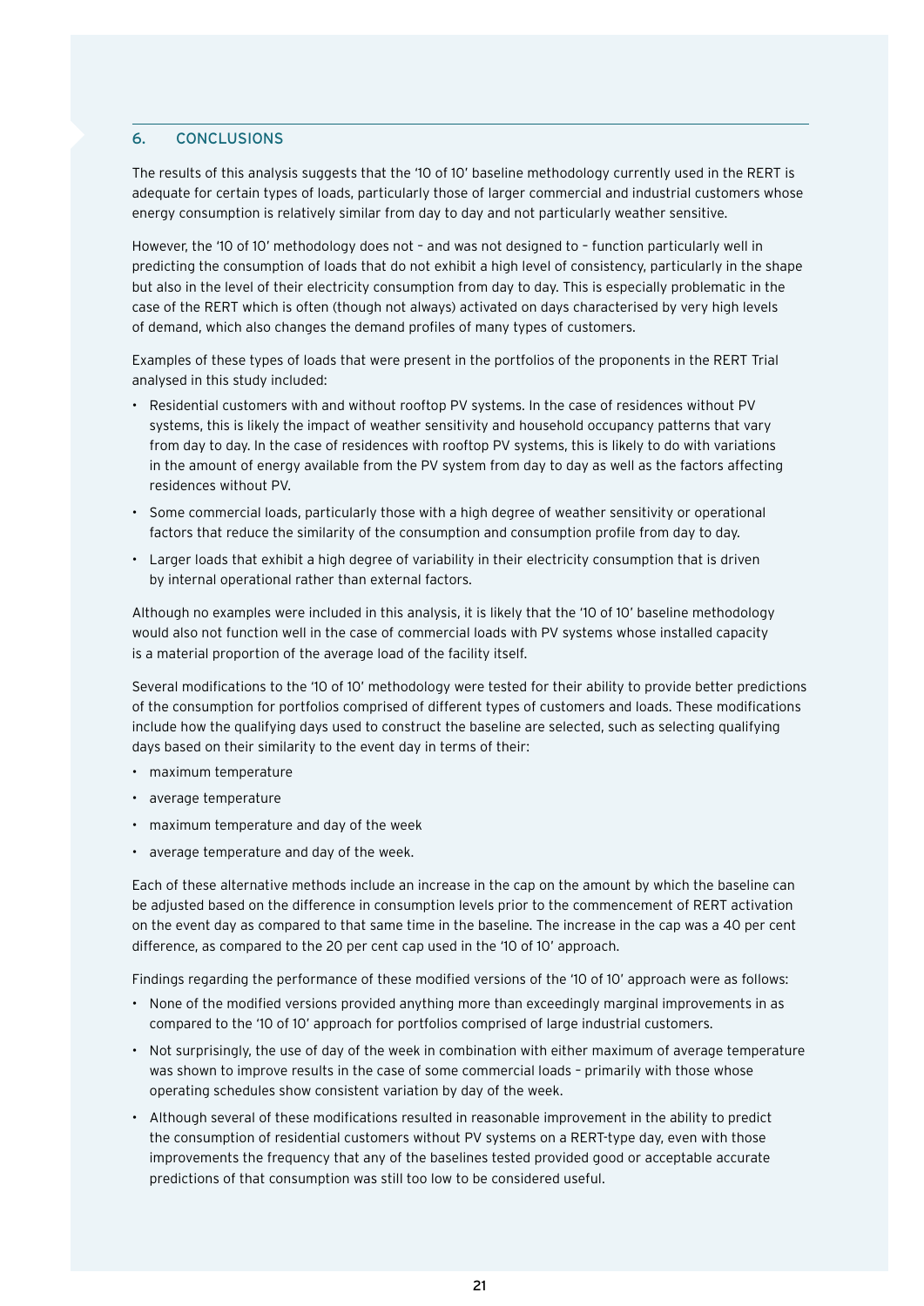## 6. CONCLUSIONS

The results of this analysis suggests that the '10 of 10' baseline methodology currently used in the RERT is adequate for certain types of loads, particularly those of larger commercial and industrial customers whose energy consumption is relatively similar from day to day and not particularly weather sensitive.

However, the '10 of 10' methodology does not – and was not designed to – function particularly well in predicting the consumption of loads that do not exhibit a high level of consistency, particularly in the shape but also in the level of their electricity consumption from day to day. This is especially problematic in the case of the RERT which is often (though not always) activated on days characterised by very high levels of demand, which also changes the demand profiles of many types of customers.

Examples of these types of loads that were present in the portfolios of the proponents in the RERT Trial analysed in this study included:

- Residential customers with and without rooftop PV systems. In the case of residences without PV systems, this is likely the impact of weather sensitivity and household occupancy patterns that vary from day to day. In the case of residences with rooftop PV systems, this is likely to do with variations in the amount of energy available from the PV system from day to day as well as the factors affecting residences without PV.
- Some commercial loads, particularly those with a high degree of weather sensitivity or operational factors that reduce the similarity of the consumption and consumption profile from day to day.
- Larger loads that exhibit a high degree of variability in their electricity consumption that is driven by internal operational rather than external factors.

Although no examples were included in this analysis, it is likely that the '10 of 10' baseline methodology would also not function well in the case of commercial loads with PV systems whose installed capacity is a material proportion of the average load of the facility itself.

Several modifications to the '10 of 10' methodology were tested for their ability to provide better predictions of the consumption for portfolios comprised of different types of customers and loads. These modifications include how the qualifying days used to construct the baseline are selected, such as selecting qualifying days based on their similarity to the event day in terms of their:

- maximum temperature
- average temperature
- maximum temperature and day of the week
- average temperature and day of the week.

Each of these alternative methods include an increase in the cap on the amount by which the baseline can be adjusted based on the difference in consumption levels prior to the commencement of RERT activation on the event day as compared to that same time in the baseline. The increase in the cap was a 40 per cent difference, as compared to the 20 per cent cap used in the '10 of 10' approach.

Findings regarding the performance of these modified versions of the '10 of 10' approach were as follows:

- None of the modified versions provided anything more than exceedingly marginal improvements in as compared to the '10 of 10' approach for portfolios comprised of large industrial customers.
- Not surprisingly, the use of day of the week in combination with either maximum of average temperature was shown to improve results in the case of some commercial loads – primarily with those whose operating schedules show consistent variation by day of the week.
- Although several of these modifications resulted in reasonable improvement in the ability to predict the consumption of residential customers without PV systems on a RERT-type day, even with those improvements the frequency that any of the baselines tested provided good or acceptable accurate predictions of that consumption was still too low to be considered useful.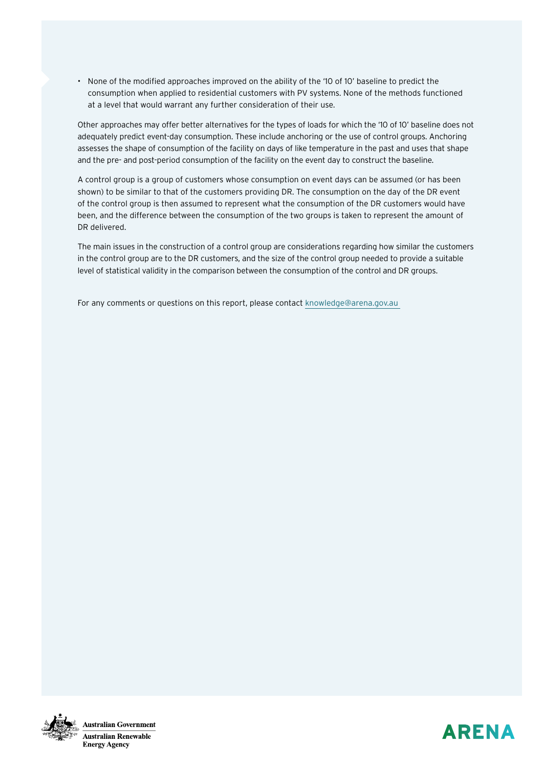- None of the modified approaches improved on the ability of the '10 of 10' baseline to predict the consumption when applied to residential customers with PV systems. None of the methods functioned at a level that would warrant any further consideration of their use.

Other approaches may offer better alternatives for the types of loads for which the '10 of 10' baseline does not adequately predict event-day consumption. These include anchoring or the use of control groups. Anchoring assesses the shape of consumption of the facility on days of like temperature in the past and uses that shape and the pre- and post-period consumption of the facility on the event day to construct the baseline.

A control group is a group of customers whose consumption on event days can be assumed (or has been shown) to be similar to that of the customers providing DR. The consumption on the day of the DR event of the control group is then assumed to represent what the consumption of the DR customers would have been, and the difference between the consumption of the two groups is taken to represent the amount of DR delivered.

The main issues in the construction of a control group are considerations regarding how similar the customers in the control group are to the DR customers, and the size of the control group needed to provide a suitable level of statistical validity in the comparison between the consumption of the control and DR groups.

For any comments or questions on this report, please contact knowledge@arena.gov.au

Australian Government
Australian Renewable Energy Agency

ARENA